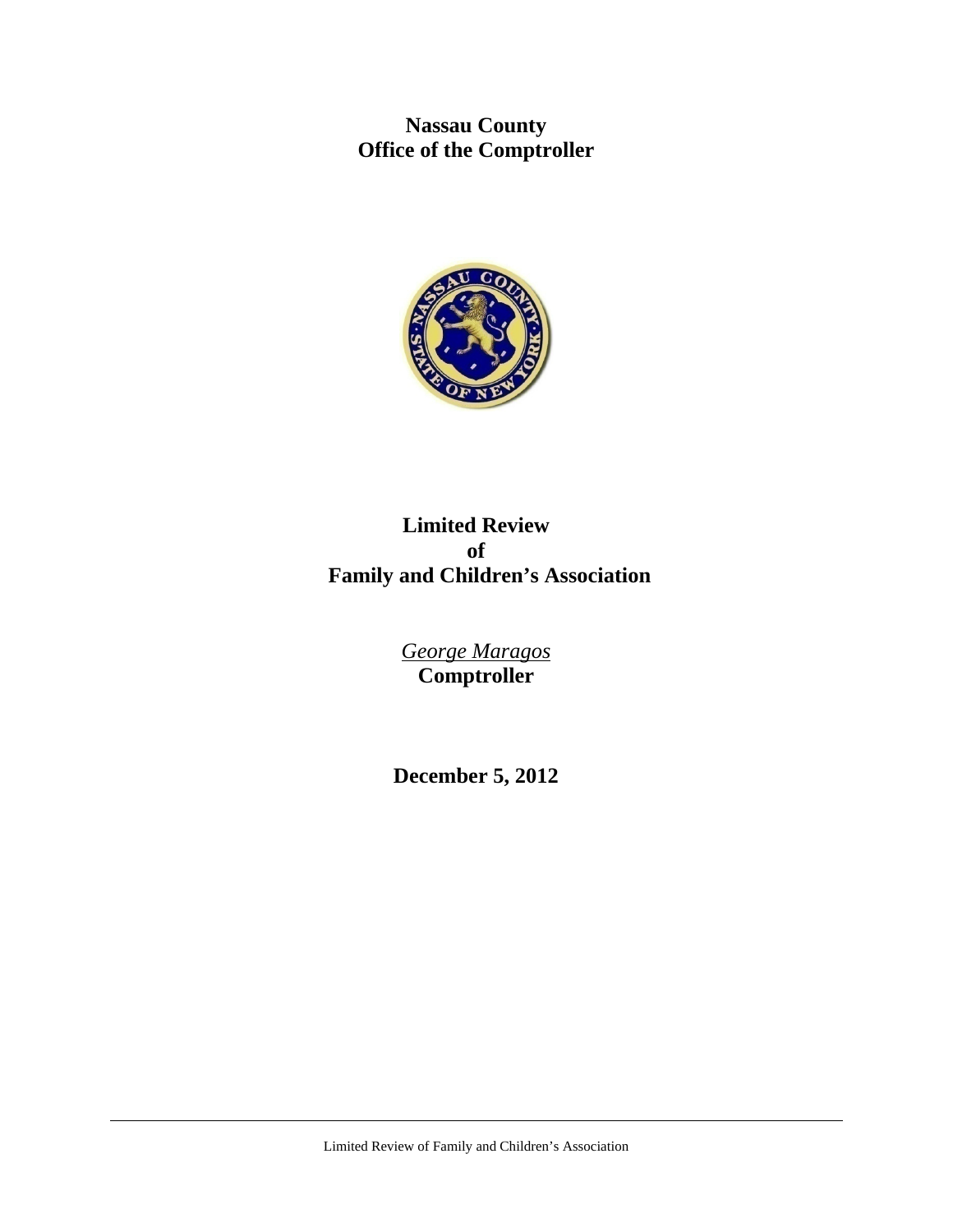# Nassau County
# Office of the Comptroller

# Limited Review
# of
# Family and Children's Association

*George Maragos*
**Comptroller**

**December 5, 2012**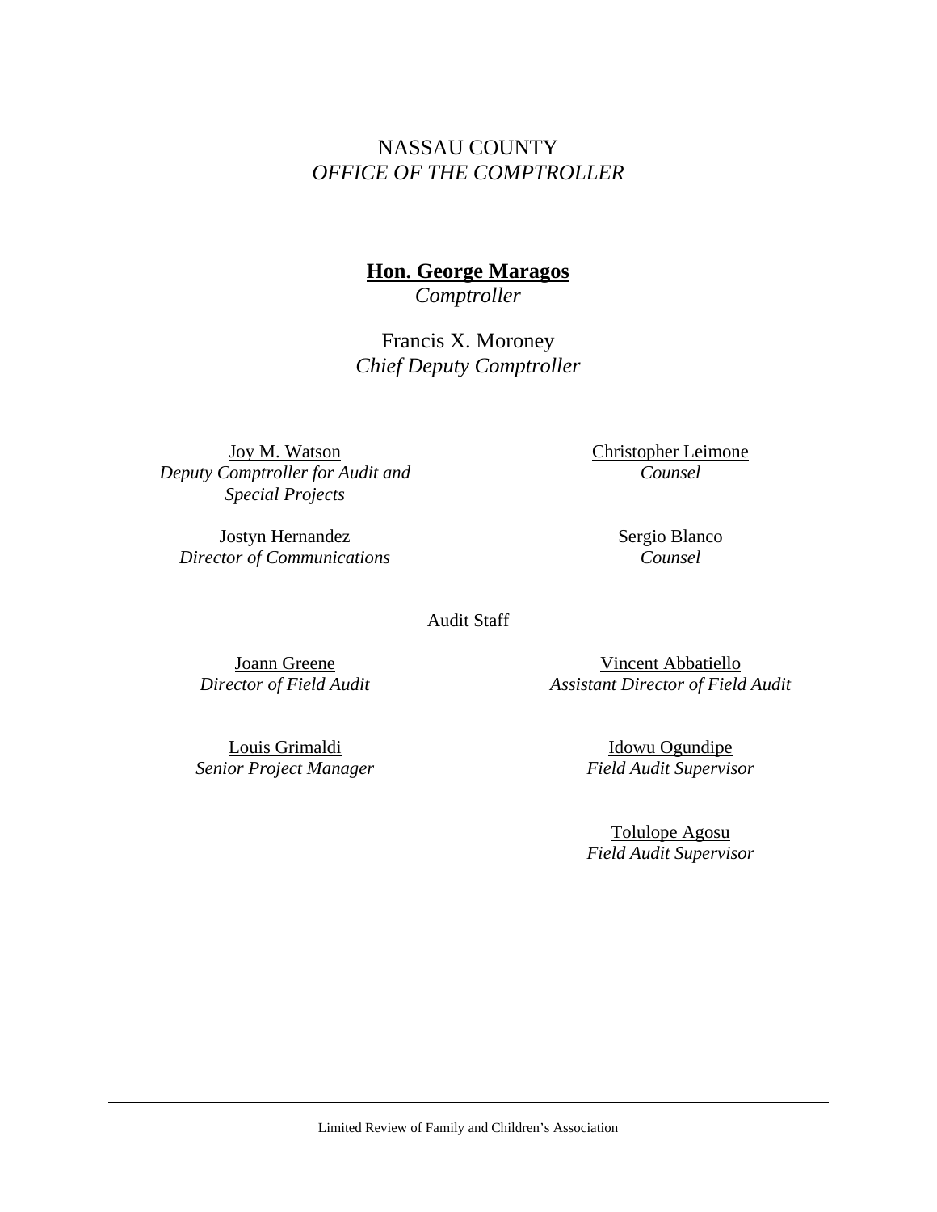NASSAU COUNTY
*OFFICE OF THE COMPTROLLER*

**Hon. George Maragos**
*Comptroller*

Francis X. Moroney
*Chief Deputy Comptroller*

Joy M. Watson
*Deputy Comptroller for Audit and Special Projects*

Christopher Leimone
*Counsel*

Jostyn Hernandez
*Director of Communications*

Sergio Blanco
*Counsel*

Audit Staff

Joann Greene
*Director of Field Audit*

Vincent Abbatiello
*Assistant Director of Field Audit*

Louis Grimaldi
*Senior Project Manager*

Idowu Ogundipe
*Field Audit Supervisor*

Tolulope Agosu
*Field Audit Supervisor*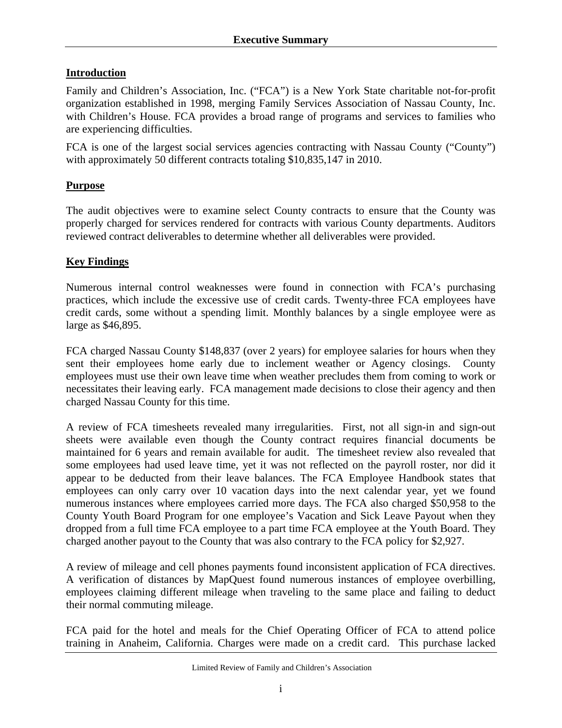# Executive Summary

## Introduction

Family and Children's Association, Inc. ("FCA") is a New York State charitable not-for-profit organization established in 1998, merging Family Services Association of Nassau County, Inc. with Children's House. FCA provides a broad range of programs and services to families who are experiencing difficulties.

FCA is one of the largest social services agencies contracting with Nassau County ("County") with approximately 50 different contracts totaling $10,835,147 in 2010.

## Purpose

The audit objectives were to examine select County contracts to ensure that the County was properly charged for services rendered for contracts with various County departments. Auditors reviewed contract deliverables to determine whether all deliverables were provided.

## Key Findings

Numerous internal control weaknesses were found in connection with FCA's purchasing practices, which include the excessive use of credit cards. Twenty-three FCA employees have credit cards, some without a spending limit. Monthly balances by a single employee were as large as $46,895.

FCA charged Nassau County $148,837 (over 2 years) for employee salaries for hours when they sent their employees home early due to inclement weather or Agency closings. County employees must use their own leave time when weather precludes them from coming to work or necessitates their leaving early. FCA management made decisions to close their agency and then charged Nassau County for this time.

A review of FCA timesheets revealed many irregularities. First, not all sign-in and sign-out sheets were available even though the County contract requires financial documents be maintained for 6 years and remain available for audit. The timesheet review also revealed that some employees had used leave time, yet it was not reflected on the payroll roster, nor did it appear to be deducted from their leave balances. The FCA Employee Handbook states that employees can only carry over 10 vacation days into the next calendar year, yet we found numerous instances where employees carried more days. The FCA also charged $50,958 to the County Youth Board Program for one employee's Vacation and Sick Leave Payout when they dropped from a full time FCA employee to a part time FCA employee at the Youth Board. They charged another payout to the County that was also contrary to the FCA policy for $2,927.

A review of mileage and cell phones payments found inconsistent application of FCA directives. A verification of distances by MapQuest found numerous instances of employee overbilling, employees claiming different mileage when traveling to the same place and failing to deduct their normal commuting mileage.

FCA paid for the hotel and meals for the Chief Operating Officer of FCA to attend police training in Anaheim, California. Charges were made on a credit card. This purchase lacked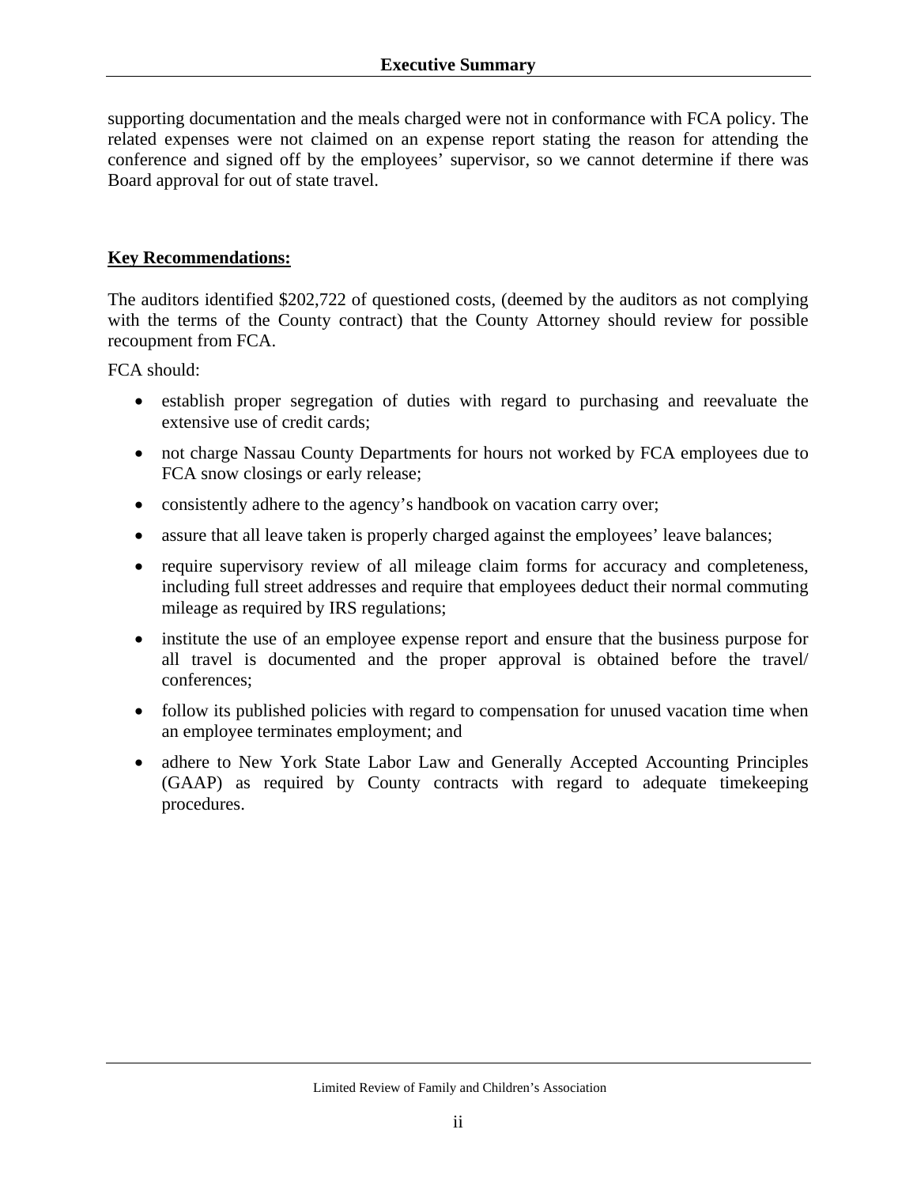supporting documentation and the meals charged were not in conformance with FCA policy. The related expenses were not claimed on an expense report stating the reason for attending the conference and signed off by the employees' supervisor, so we cannot determine if there was Board approval for out of state travel.

**Key Recommendations:**

The auditors identified $202,722 of questioned costs, (deemed by the auditors as not complying with the terms of the County contract) that the County Attorney should review for possible recoupment from FCA.

FCA should:

- establish proper segregation of duties with regard to purchasing and reevaluate the extensive use of credit cards;
- not charge Nassau County Departments for hours not worked by FCA employees due to FCA snow closings or early release;
- consistently adhere to the agency's handbook on vacation carry over;
- assure that all leave taken is properly charged against the employees' leave balances;
- require supervisory review of all mileage claim forms for accuracy and completeness, including full street addresses and require that employees deduct their normal commuting mileage as required by IRS regulations;
- institute the use of an employee expense report and ensure that the business purpose for all travel is documented and the proper approval is obtained before the travel/ conferences;
- follow its published policies with regard to compensation for unused vacation time when an employee terminates employment; and
- adhere to New York State Labor Law and Generally Accepted Accounting Principles (GAAP) as required by County contracts with regard to adequate timekeeping procedures.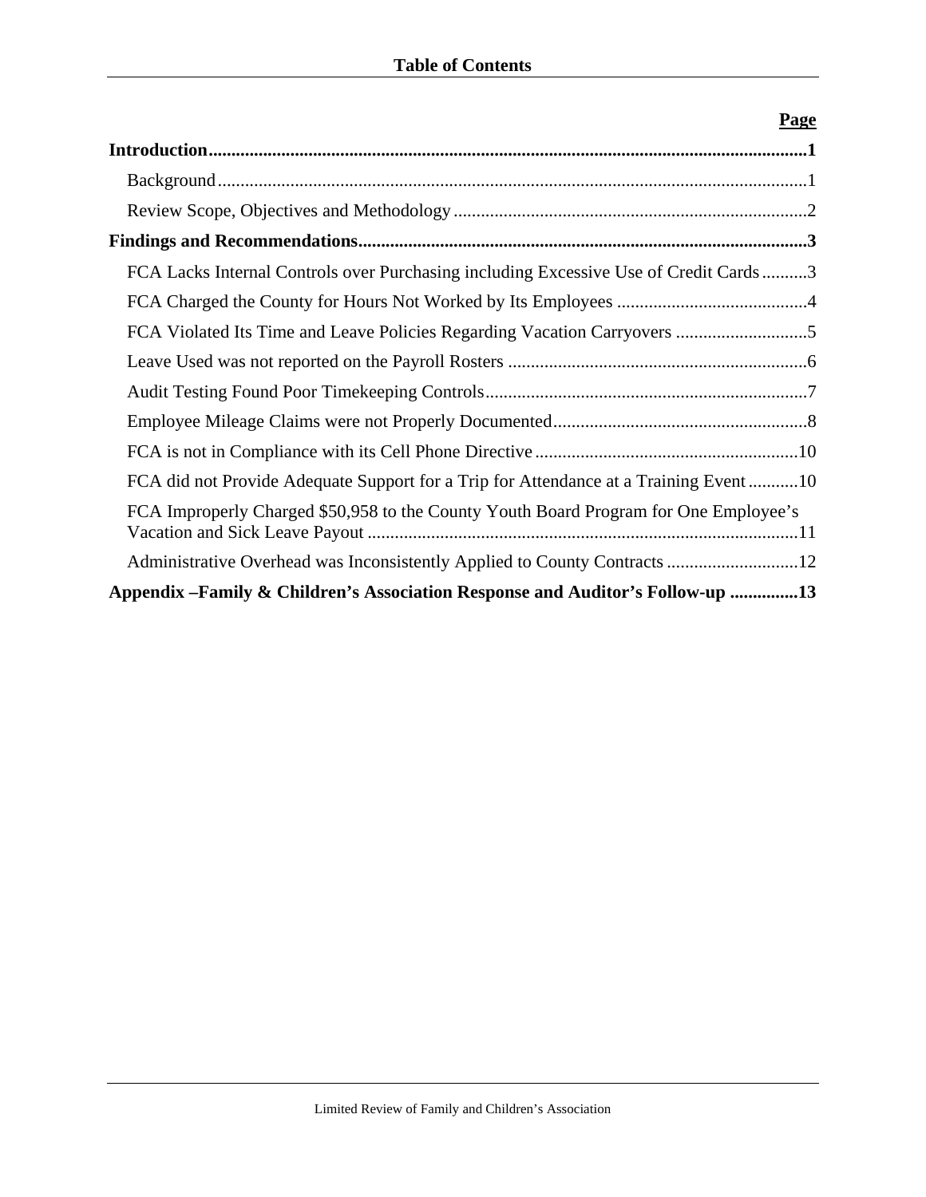# Table of Contents

| | **Page** |
|---|---|
| **Introduction** | **1** |
| Background | 1 |
| Review Scope, Objectives and Methodology | 2 |
| **Findings and Recommendations** | **3** |
| FCA Lacks Internal Controls over Purchasing including Excessive Use of Credit Cards | 3 |
| FCA Charged the County for Hours Not Worked by Its Employees | 4 |
| FCA Violated Its Time and Leave Policies Regarding Vacation Carryovers | 5 |
| Leave Used was not reported on the Payroll Rosters | 6 |
| Audit Testing Found Poor Timekeeping Controls | 7 |
| Employee Mileage Claims were not Properly Documented | 8 |
| FCA is not in Compliance with its Cell Phone Directive | 10 |
| FCA did not Provide Adequate Support for a Trip for Attendance at a Training Event | 10 |
| FCA Improperly Charged $50,958 to the County Youth Board Program for One Employee's Vacation and Sick Leave Payout | 11 |
| Administrative Overhead was Inconsistently Applied to County Contracts | 12 |
| **Appendix –Family & Children's Association Response and Auditor's Follow-up** | **13** |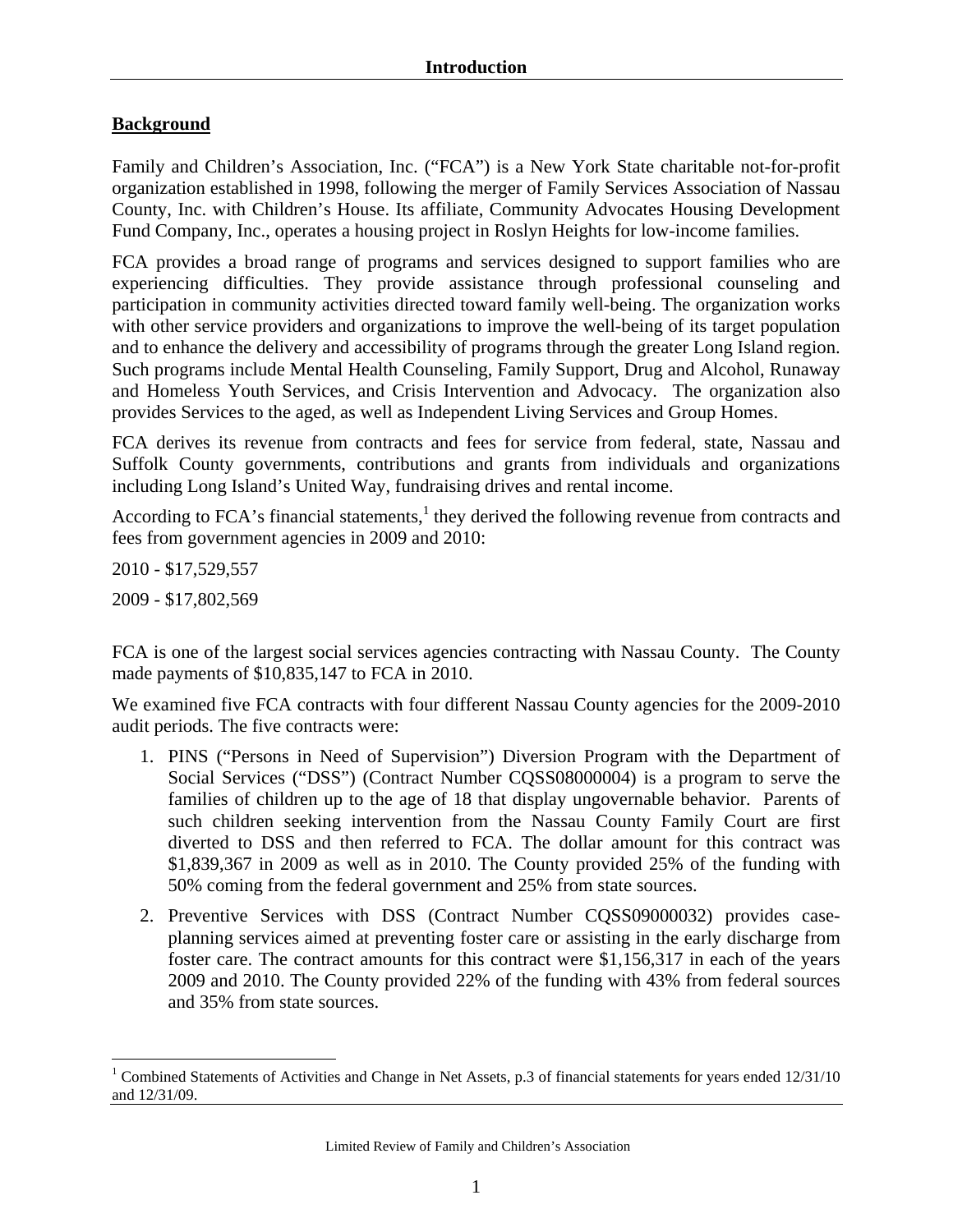# Introduction

## Background

Family and Children's Association, Inc. ("FCA") is a New York State charitable not-for-profit organization established in 1998, following the merger of Family Services Association of Nassau County, Inc. with Children's House. Its affiliate, Community Advocates Housing Development Fund Company, Inc., operates a housing project in Roslyn Heights for low-income families.

FCA provides a broad range of programs and services designed to support families who are experiencing difficulties. They provide assistance through professional counseling and participation in community activities directed toward family well-being. The organization works with other service providers and organizations to improve the well-being of its target population and to enhance the delivery and accessibility of programs through the greater Long Island region. Such programs include Mental Health Counseling, Family Support, Drug and Alcohol, Runaway and Homeless Youth Services, and Crisis Intervention and Advocacy. The organization also provides Services to the aged, as well as Independent Living Services and Group Homes.

FCA derives its revenue from contracts and fees for service from federal, state, Nassau and Suffolk County governments, contributions and grants from individuals and organizations including Long Island's United Way, fundraising drives and rental income.

According to FCA's financial statements,[1] they derived the following revenue from contracts and fees from government agencies in 2009 and 2010:

2010 - $17,529,557

2009 - $17,802,569

FCA is one of the largest social services agencies contracting with Nassau County. The County made payments of $10,835,147 to FCA in 2010.

We examined five FCA contracts with four different Nassau County agencies for the 2009-2010 audit periods. The five contracts were:

1. PINS ("Persons in Need of Supervision") Diversion Program with the Department of Social Services ("DSS") (Contract Number CQSS08000004) is a program to serve the families of children up to the age of 18 that display ungovernable behavior. Parents of such children seeking intervention from the Nassau County Family Court are first diverted to DSS and then referred to FCA. The dollar amount for this contract was $1,839,367 in 2009 as well as in 2010. The County provided 25% of the funding with 50% coming from the federal government and 25% from state sources.
2. Preventive Services with DSS (Contract Number CQSS09000032) provides case-planning services aimed at preventing foster care or assisting in the early discharge from foster care. The contract amounts for this contract were $1,156,317 in each of the years 2009 and 2010. The County provided 22% of the funding with 43% from federal sources and 35% from state sources.

[1] Combined Statements of Activities and Change in Net Assets, p.3 of financial statements for years ended 12/31/10 and 12/31/09.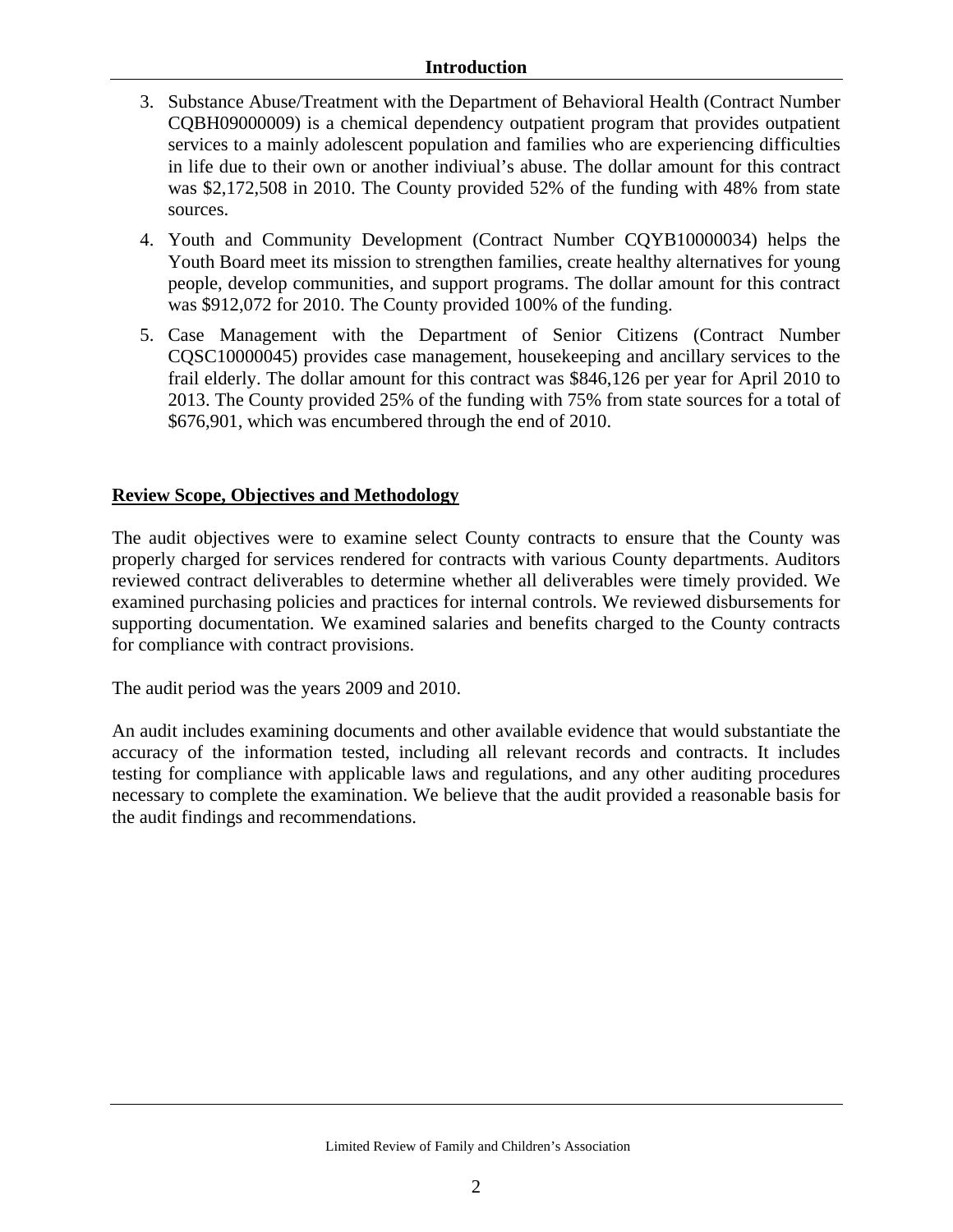3. Substance Abuse/Treatment with the Department of Behavioral Health (Contract Number CQBH09000009) is a chemical dependency outpatient program that provides outpatient services to a mainly adolescent population and families who are experiencing difficulties in life due to their own or another indiviual's abuse. The dollar amount for this contract was $2,172,508 in 2010. The County provided 52% of the funding with 48% from state sources.

4. Youth and Community Development (Contract Number CQYB10000034) helps the Youth Board meet its mission to strengthen families, create healthy alternatives for young people, develop communities, and support programs. The dollar amount for this contract was $912,072 for 2010. The County provided 100% of the funding.

5. Case Management with the Department of Senior Citizens (Contract Number CQSC10000045) provides case management, housekeeping and ancillary services to the frail elderly. The dollar amount for this contract was $846,126 per year for April 2010 to 2013. The County provided 25% of the funding with 75% from state sources for a total of $676,901, which was encumbered through the end of 2010.

## Review Scope, Objectives and Methodology

The audit objectives were to examine select County contracts to ensure that the County was properly charged for services rendered for contracts with various County departments. Auditors reviewed contract deliverables to determine whether all deliverables were timely provided. We examined purchasing policies and practices for internal controls. We reviewed disbursements for supporting documentation. We examined salaries and benefits charged to the County contracts for compliance with contract provisions.

The audit period was the years 2009 and 2010.

An audit includes examining documents and other available evidence that would substantiate the accuracy of the information tested, including all relevant records and contracts. It includes testing for compliance with applicable laws and regulations, and any other auditing procedures necessary to complete the examination. We believe that the audit provided a reasonable basis for the audit findings and recommendations.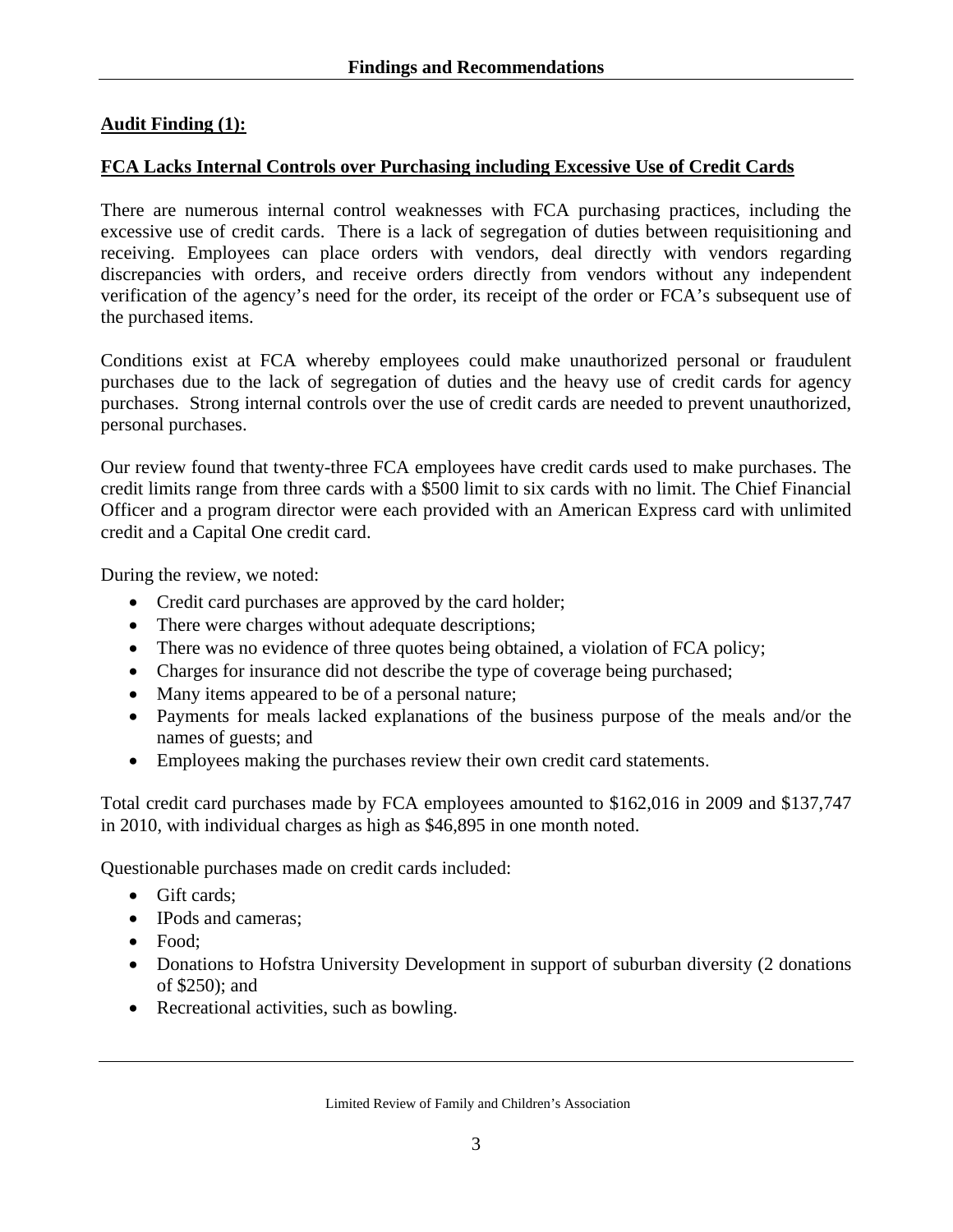## Findings and Recommendations

**Audit Finding (1):**

**FCA Lacks Internal Controls over Purchasing including Excessive Use of Credit Cards**

There are numerous internal control weaknesses with FCA purchasing practices, including the excessive use of credit cards. There is a lack of segregation of duties between requisitioning and receiving. Employees can place orders with vendors, deal directly with vendors regarding discrepancies with orders, and receive orders directly from vendors without any independent verification of the agency's need for the order, its receipt of the order or FCA's subsequent use of the purchased items.

Conditions exist at FCA whereby employees could make unauthorized personal or fraudulent purchases due to the lack of segregation of duties and the heavy use of credit cards for agency purchases. Strong internal controls over the use of credit cards are needed to prevent unauthorized, personal purchases.

Our review found that twenty-three FCA employees have credit cards used to make purchases. The credit limits range from three cards with a $500 limit to six cards with no limit. The Chief Financial Officer and a program director were each provided with an American Express card with unlimited credit and a Capital One credit card.

During the review, we noted:

- Credit card purchases are approved by the card holder;
- There were charges without adequate descriptions;
- There was no evidence of three quotes being obtained, a violation of FCA policy;
- Charges for insurance did not describe the type of coverage being purchased;
- Many items appeared to be of a personal nature;
- Payments for meals lacked explanations of the business purpose of the meals and/or the names of guests; and
- Employees making the purchases review their own credit card statements.

Total credit card purchases made by FCA employees amounted to $162,016 in 2009 and $137,747 in 2010, with individual charges as high as $46,895 in one month noted.

Questionable purchases made on credit cards included:

- Gift cards;
- IPods and cameras;
- Food;
- Donations to Hofstra University Development in support of suburban diversity (2 donations of $250); and
- Recreational activities, such as bowling.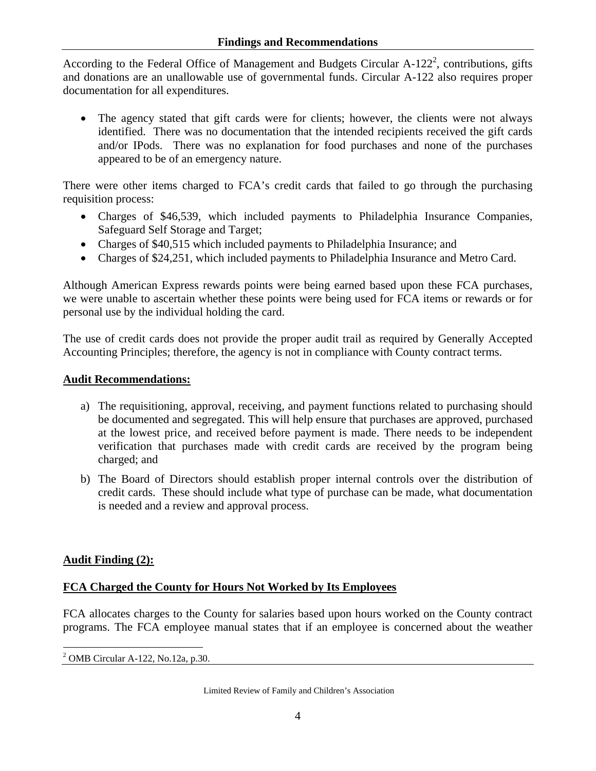According to the Federal Office of Management and Budgets Circular A-122[2], contributions, gifts and donations are an unallowable use of governmental funds. Circular A-122 also requires proper documentation for all expenditures.

- The agency stated that gift cards were for clients; however, the clients were not always identified. There was no documentation that the intended recipients received the gift cards and/or IPods. There was no explanation for food purchases and none of the purchases appeared to be of an emergency nature.

There were other items charged to FCA's credit cards that failed to go through the purchasing requisition process:

- Charges of $46,539, which included payments to Philadelphia Insurance Companies, Safeguard Self Storage and Target;
- Charges of $40,515 which included payments to Philadelphia Insurance; and
- Charges of $24,251, which included payments to Philadelphia Insurance and Metro Card.

Although American Express rewards points were being earned based upon these FCA purchases, we were unable to ascertain whether these points were being used for FCA items or rewards or for personal use by the individual holding the card.

The use of credit cards does not provide the proper audit trail as required by Generally Accepted Accounting Principles; therefore, the agency is not in compliance with County contract terms.

**Audit Recommendations:**

a) The requisitioning, approval, receiving, and payment functions related to purchasing should be documented and segregated. This will help ensure that purchases are approved, purchased at the lowest price, and received before payment is made. There needs to be independent verification that purchases made with credit cards are received by the program being charged; and

b) The Board of Directors should establish proper internal controls over the distribution of credit cards. These should include what type of purchase can be made, what documentation is needed and a review and approval process.

**Audit Finding (2):**

**FCA Charged the County for Hours Not Worked by Its Employees**

FCA allocates charges to the County for salaries based upon hours worked on the County contract programs. The FCA employee manual states that if an employee is concerned about the weather

[2] OMB Circular A-122, No.12a, p.30.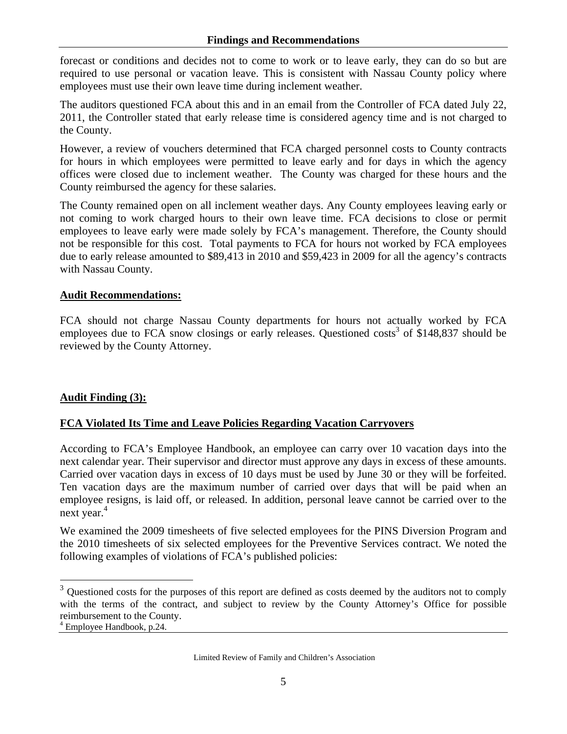forecast or conditions and decides not to come to work or to leave early, they can do so but are required to use personal or vacation leave. This is consistent with Nassau County policy where employees must use their own leave time during inclement weather.

The auditors questioned FCA about this and in an email from the Controller of FCA dated July 22, 2011, the Controller stated that early release time is considered agency time and is not charged to the County.

However, a review of vouchers determined that FCA charged personnel costs to County contracts for hours in which employees were permitted to leave early and for days in which the agency offices were closed due to inclement weather. The County was charged for these hours and the County reimbursed the agency for these salaries.

The County remained open on all inclement weather days. Any County employees leaving early or not coming to work charged hours to their own leave time. FCA decisions to close or permit employees to leave early were made solely by FCA's management. Therefore, the County should not be responsible for this cost. Total payments to FCA for hours not worked by FCA employees due to early release amounted to $89,413 in 2010 and $59,423 in 2009 for all the agency's contracts with Nassau County.

**Audit Recommendations:**

FCA should not charge Nassau County departments for hours not actually worked by FCA employees due to FCA snow closings or early releases. Questioned costs[3] of $148,837 should be reviewed by the County Attorney.

**Audit Finding (3):**

**FCA Violated Its Time and Leave Policies Regarding Vacation Carryovers**

According to FCA's Employee Handbook, an employee can carry over 10 vacation days into the next calendar year. Their supervisor and director must approve any days in excess of these amounts. Carried over vacation days in excess of 10 days must be used by June 30 or they will be forfeited. Ten vacation days are the maximum number of carried over days that will be paid when an employee resigns, is laid off, or released. In addition, personal leave cannot be carried over to the next year.[4]

We examined the 2009 timesheets of five selected employees for the PINS Diversion Program and the 2010 timesheets of six selected employees for the Preventive Services contract. We noted the following examples of violations of FCA's published policies:

---

[3] Questioned costs for the purposes of this report are defined as costs deemed by the auditors not to comply with the terms of the contract, and subject to review by the County Attorney's Office for possible reimbursement to the County.

[4] Employee Handbook, p.24.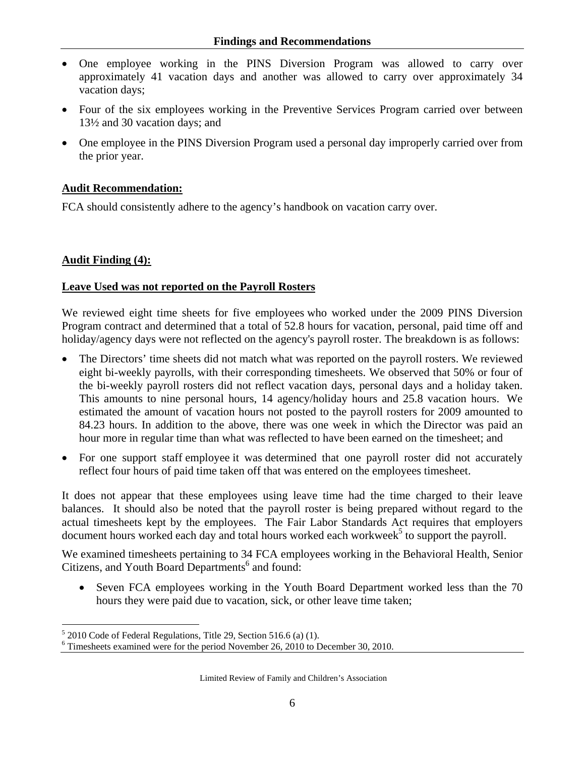- One employee working in the PINS Diversion Program was allowed to carry over approximately 41 vacation days and another was allowed to carry over approximately 34 vacation days;
- Four of the six employees working in the Preventive Services Program carried over between 13½ and 30 vacation days; and
- One employee in the PINS Diversion Program used a personal day improperly carried over from the prior year.

**Audit Recommendation:**

FCA should consistently adhere to the agency's handbook on vacation carry over.

**Audit Finding (4):**

**Leave Used was not reported on the Payroll Rosters**

We reviewed eight time sheets for five employees who worked under the 2009 PINS Diversion Program contract and determined that a total of 52.8 hours for vacation, personal, paid time off and holiday/agency days were not reflected on the agency's payroll roster. The breakdown is as follows:

- The Directors' time sheets did not match what was reported on the payroll rosters. We reviewed eight bi-weekly payrolls, with their corresponding timesheets. We observed that 50% or four of the bi-weekly payroll rosters did not reflect vacation days, personal days and a holiday taken. This amounts to nine personal hours, 14 agency/holiday hours and 25.8 vacation hours. We estimated the amount of vacation hours not posted to the payroll rosters for 2009 amounted to 84.23 hours. In addition to the above, there was one week in which the Director was paid an hour more in regular time than what was reflected to have been earned on the timesheet; and
- For one support staff employee it was determined that one payroll roster did not accurately reflect four hours of paid time taken off that was entered on the employees timesheet.

It does not appear that these employees using leave time had the time charged to their leave balances. It should also be noted that the payroll roster is being prepared without regard to the actual timesheets kept by the employees. The Fair Labor Standards Act requires that employers document hours worked each day and total hours worked each workweek[5] to support the payroll.

We examined timesheets pertaining to 34 FCA employees working in the Behavioral Health, Senior Citizens, and Youth Board Departments[6] and found:

- Seven FCA employees working in the Youth Board Department worked less than the 70 hours they were paid due to vacation, sick, or other leave time taken;

[5] 2010 Code of Federal Regulations, Title 29, Section 516.6 (a) (1).

[6] Timesheets examined were for the period November 26, 2010 to December 30, 2010.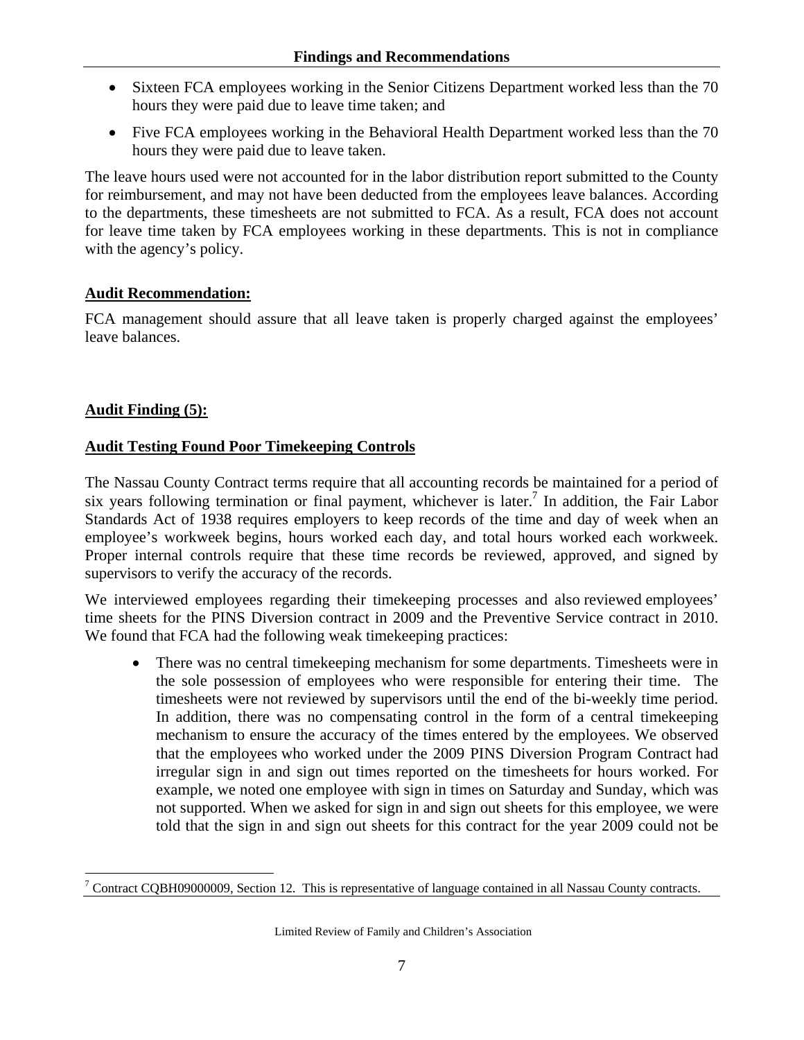- Sixteen FCA employees working in the Senior Citizens Department worked less than the 70 hours they were paid due to leave time taken; and
- Five FCA employees working in the Behavioral Health Department worked less than the 70 hours they were paid due to leave taken.

The leave hours used were not accounted for in the labor distribution report submitted to the County for reimbursement, and may not have been deducted from the employees leave balances. According to the departments, these timesheets are not submitted to FCA. As a result, FCA does not account for leave time taken by FCA employees working in these departments. This is not in compliance with the agency's policy.

**Audit Recommendation:**

FCA management should assure that all leave taken is properly charged against the employees' leave balances.

**Audit Finding (5):**

**Audit Testing Found Poor Timekeeping Controls**

The Nassau County Contract terms require that all accounting records be maintained for a period of six years following termination or final payment, whichever is later.[7] In addition, the Fair Labor Standards Act of 1938 requires employers to keep records of the time and day of week when an employee's workweek begins, hours worked each day, and total hours worked each workweek. Proper internal controls require that these time records be reviewed, approved, and signed by supervisors to verify the accuracy of the records.

We interviewed employees regarding their timekeeping processes and also reviewed employees' time sheets for the PINS Diversion contract in 2009 and the Preventive Service contract in 2010. We found that FCA had the following weak timekeeping practices:

- There was no central timekeeping mechanism for some departments. Timesheets were in the sole possession of employees who were responsible for entering their time. The timesheets were not reviewed by supervisors until the end of the bi-weekly time period. In addition, there was no compensating control in the form of a central timekeeping mechanism to ensure the accuracy of the times entered by the employees. We observed that the employees who worked under the 2009 PINS Diversion Program Contract had irregular sign in and sign out times reported on the timesheets for hours worked. For example, we noted one employee with sign in times on Saturday and Sunday, which was not supported. When we asked for sign in and sign out sheets for this employee, we were told that the sign in and sign out sheets for this contract for the year 2009 could not be

[7] Contract CQBH09000009, Section 12. This is representative of language contained in all Nassau County contracts.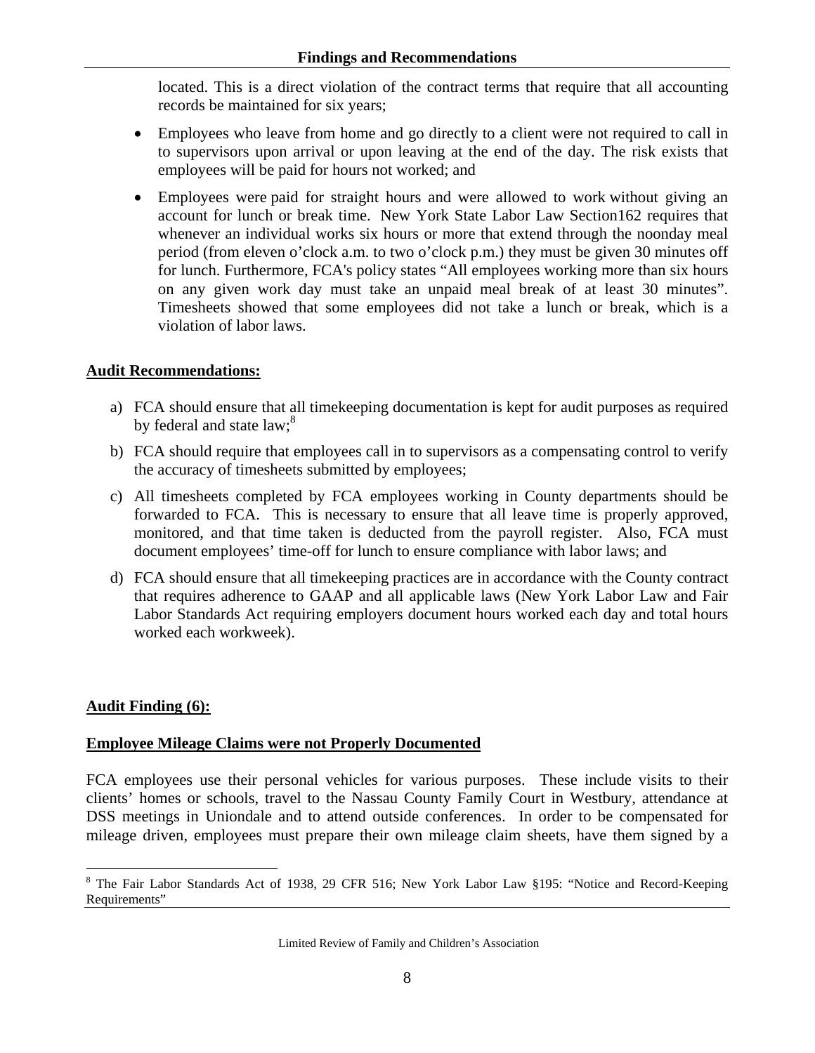located. This is a direct violation of the contract terms that require that all accounting records be maintained for six years;

- Employees who leave from home and go directly to a client were not required to call in to supervisors upon arrival or upon leaving at the end of the day. The risk exists that employees will be paid for hours not worked; and
- Employees were paid for straight hours and were allowed to work without giving an account for lunch or break time. New York State Labor Law Section162 requires that whenever an individual works six hours or more that extend through the noonday meal period (from eleven o'clock a.m. to two o'clock p.m.) they must be given 30 minutes off for lunch. Furthermore, FCA's policy states "All employees working more than six hours on any given work day must take an unpaid meal break of at least 30 minutes". Timesheets showed that some employees did not take a lunch or break, which is a violation of labor laws.

**Audit Recommendations:**

a) FCA should ensure that all timekeeping documentation is kept for audit purposes as required by federal and state law;[8]

b) FCA should require that employees call in to supervisors as a compensating control to verify the accuracy of timesheets submitted by employees;

c) All timesheets completed by FCA employees working in County departments should be forwarded to FCA. This is necessary to ensure that all leave time is properly approved, monitored, and that time taken is deducted from the payroll register. Also, FCA must document employees' time-off for lunch to ensure compliance with labor laws; and

d) FCA should ensure that all timekeeping practices are in accordance with the County contract that requires adherence to GAAP and all applicable laws (New York Labor Law and Fair Labor Standards Act requiring employers document hours worked each day and total hours worked each workweek).

**Audit Finding (6):**

**Employee Mileage Claims were not Properly Documented**

FCA employees use their personal vehicles for various purposes. These include visits to their clients' homes or schools, travel to the Nassau County Family Court in Westbury, attendance at DSS meetings in Uniondale and to attend outside conferences. In order to be compensated for mileage driven, employees must prepare their own mileage claim sheets, have them signed by a

[8] The Fair Labor Standards Act of 1938, 29 CFR 516; New York Labor Law §195: "Notice and Record-Keeping Requirements"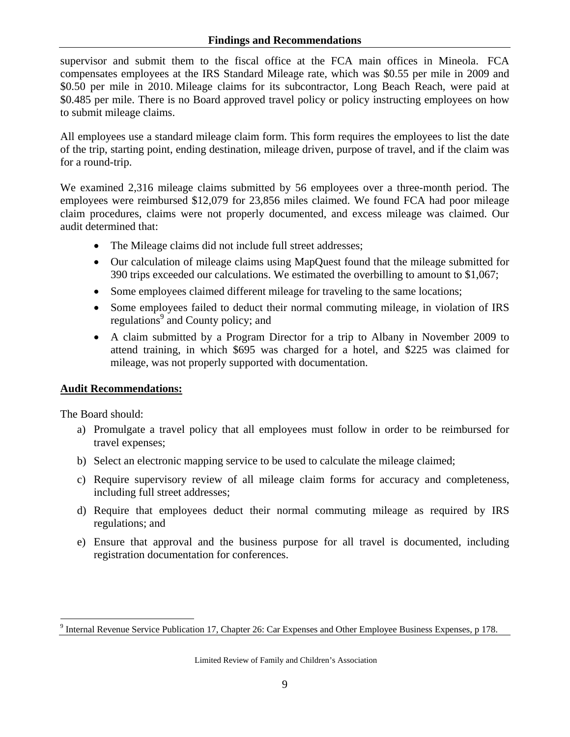supervisor and submit them to the fiscal office at the FCA main offices in Mineola. FCA compensates employees at the IRS Standard Mileage rate, which was $0.55 per mile in 2009 and $0.50 per mile in 2010. Mileage claims for its subcontractor, Long Beach Reach, were paid at $0.485 per mile. There is no Board approved travel policy or policy instructing employees on how to submit mileage claims.

All employees use a standard mileage claim form. This form requires the employees to list the date of the trip, starting point, ending destination, mileage driven, purpose of travel, and if the claim was for a round-trip.

We examined 2,316 mileage claims submitted by 56 employees over a three-month period. The employees were reimbursed $12,079 for 23,856 miles claimed. We found FCA had poor mileage claim procedures, claims were not properly documented, and excess mileage was claimed. Our audit determined that:

- The Mileage claims did not include full street addresses;
- Our calculation of mileage claims using MapQuest found that the mileage submitted for 390 trips exceeded our calculations. We estimated the overbilling to amount to $1,067;
- Some employees claimed different mileage for traveling to the same locations;
- Some employees failed to deduct their normal commuting mileage, in violation of IRS regulations[9] and County policy; and
- A claim submitted by a Program Director for a trip to Albany in November 2009 to attend training, in which $695 was charged for a hotel, and $225 was claimed for mileage, was not properly supported with documentation.

**Audit Recommendations:**

The Board should:

a) Promulgate a travel policy that all employees must follow in order to be reimbursed for travel expenses;
b) Select an electronic mapping service to be used to calculate the mileage claimed;
c) Require supervisory review of all mileage claim forms for accuracy and completeness, including full street addresses;
d) Require that employees deduct their normal commuting mileage as required by IRS regulations; and
e) Ensure that approval and the business purpose for all travel is documented, including registration documentation for conferences.

[9] Internal Revenue Service Publication 17, Chapter 26: Car Expenses and Other Employee Business Expenses, p 178.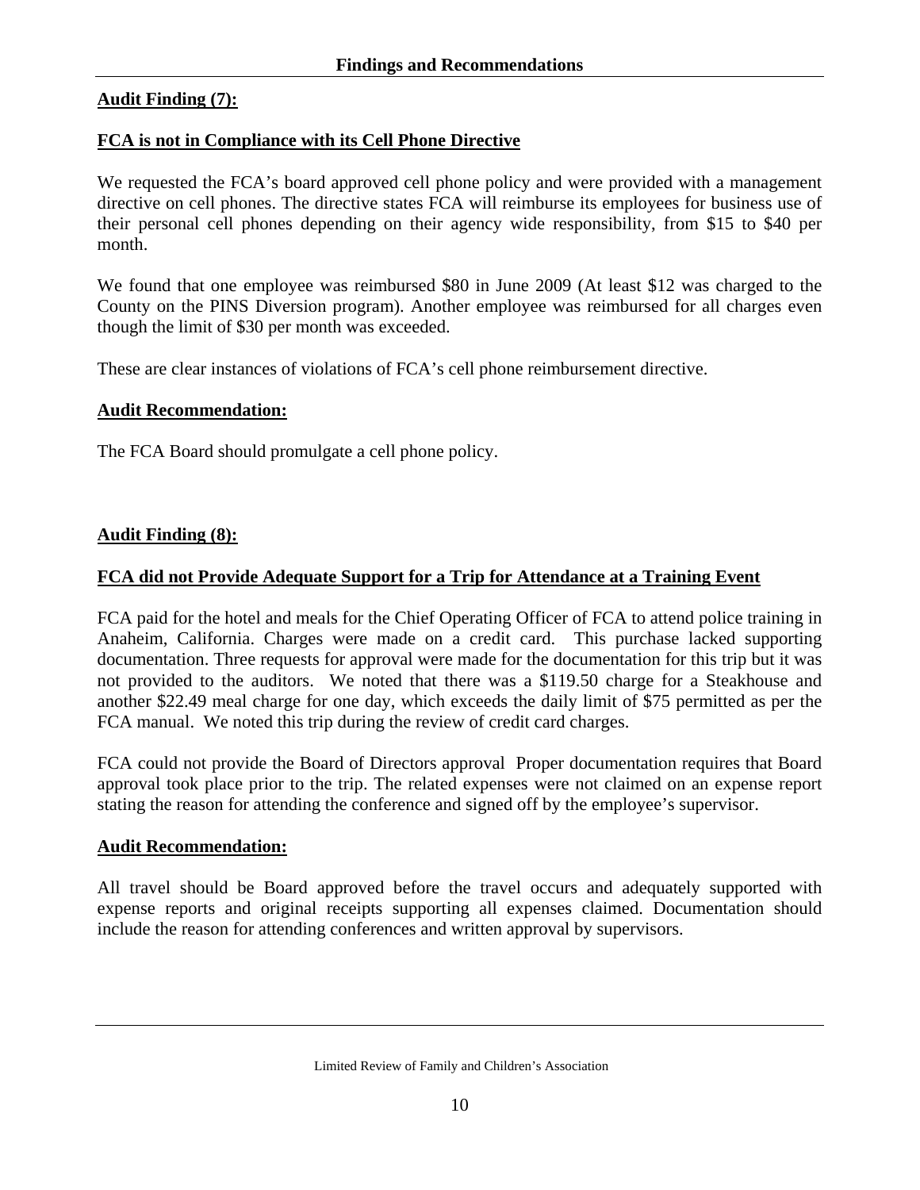## Findings and Recommendations

**Audit Finding (7):**

**FCA is not in Compliance with its Cell Phone Directive**

We requested the FCA's board approved cell phone policy and were provided with a management directive on cell phones. The directive states FCA will reimburse its employees for business use of their personal cell phones depending on their agency wide responsibility, from $15 to $40 per month.

We found that one employee was reimbursed $80 in June 2009 (At least $12 was charged to the County on the PINS Diversion program). Another employee was reimbursed for all charges even though the limit of $30 per month was exceeded.

These are clear instances of violations of FCA's cell phone reimbursement directive.

**Audit Recommendation:**

The FCA Board should promulgate a cell phone policy.

**Audit Finding (8):**

**FCA did not Provide Adequate Support for a Trip for Attendance at a Training Event**

FCA paid for the hotel and meals for the Chief Operating Officer of FCA to attend police training in Anaheim, California. Charges were made on a credit card. This purchase lacked supporting documentation. Three requests for approval were made for the documentation for this trip but it was not provided to the auditors. We noted that there was a $119.50 charge for a Steakhouse and another $22.49 meal charge for one day, which exceeds the daily limit of $75 permitted as per the FCA manual. We noted this trip during the review of credit card charges.

FCA could not provide the Board of Directors approval Proper documentation requires that Board approval took place prior to the trip. The related expenses were not claimed on an expense report stating the reason for attending the conference and signed off by the employee's supervisor.

**Audit Recommendation:**

All travel should be Board approved before the travel occurs and adequately supported with expense reports and original receipts supporting all expenses claimed. Documentation should include the reason for attending conferences and written approval by supervisors.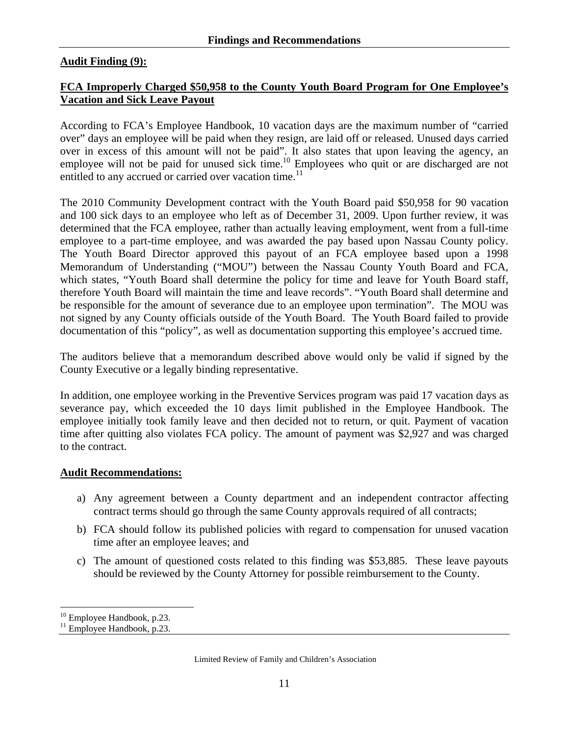## Audit Finding (9):

**FCA Improperly Charged $50,958 to the County Youth Board Program for One Employee's Vacation and Sick Leave Payout**

According to FCA's Employee Handbook, 10 vacation days are the maximum number of "carried over" days an employee will be paid when they resign, are laid off or released. Unused days carried over in excess of this amount will not be paid". It also states that upon leaving the agency, an employee will not be paid for unused sick time.[10] Employees who quit or are discharged are not entitled to any accrued or carried over vacation time.[11]

The 2010 Community Development contract with the Youth Board paid $50,958 for 90 vacation and 100 sick days to an employee who left as of December 31, 2009. Upon further review, it was determined that the FCA employee, rather than actually leaving employment, went from a full-time employee to a part-time employee, and was awarded the pay based upon Nassau County policy. The Youth Board Director approved this payout of an FCA employee based upon a 1998 Memorandum of Understanding ("MOU") between the Nassau County Youth Board and FCA, which states, "Youth Board shall determine the policy for time and leave for Youth Board staff, therefore Youth Board will maintain the time and leave records". "Youth Board shall determine and be responsible for the amount of severance due to an employee upon termination". The MOU was not signed by any County officials outside of the Youth Board. The Youth Board failed to provide documentation of this "policy", as well as documentation supporting this employee's accrued time.

The auditors believe that a memorandum described above would only be valid if signed by the County Executive or a legally binding representative.

In addition, one employee working in the Preventive Services program was paid 17 vacation days as severance pay, which exceeded the 10 days limit published in the Employee Handbook. The employee initially took family leave and then decided not to return, or quit. Payment of vacation time after quitting also violates FCA policy. The amount of payment was $2,927 and was charged to the contract.

## Audit Recommendations:

a) Any agreement between a County department and an independent contractor affecting contract terms should go through the same County approvals required of all contracts;

b) FCA should follow its published policies with regard to compensation for unused vacation time after an employee leaves; and

c) The amount of questioned costs related to this finding was $53,885. These leave payouts should be reviewed by the County Attorney for possible reimbursement to the County.

---

[10] Employee Handbook, p.23.
[11] Employee Handbook, p.23.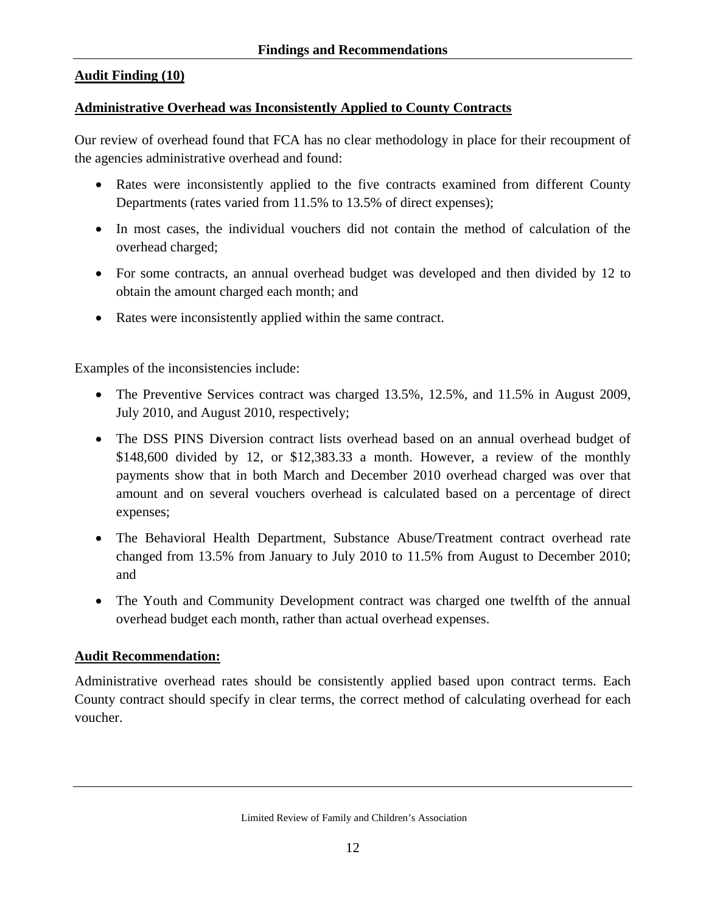## Findings and Recommendations

**Audit Finding (10)**

**Administrative Overhead was Inconsistently Applied to County Contracts**

Our review of overhead found that FCA has no clear methodology in place for their recoupment of the agencies administrative overhead and found:

- Rates were inconsistently applied to the five contracts examined from different County Departments (rates varied from 11.5% to 13.5% of direct expenses);
- In most cases, the individual vouchers did not contain the method of calculation of the overhead charged;
- For some contracts, an annual overhead budget was developed and then divided by 12 to obtain the amount charged each month; and
- Rates were inconsistently applied within the same contract.

Examples of the inconsistencies include:

- The Preventive Services contract was charged 13.5%, 12.5%, and 11.5% in August 2009, July 2010, and August 2010, respectively;
- The DSS PINS Diversion contract lists overhead based on an annual overhead budget of $148,600 divided by 12, or $12,383.33 a month. However, a review of the monthly payments show that in both March and December 2010 overhead charged was over that amount and on several vouchers overhead is calculated based on a percentage of direct expenses;
- The Behavioral Health Department, Substance Abuse/Treatment contract overhead rate changed from 13.5% from January to July 2010 to 11.5% from August to December 2010; and
- The Youth and Community Development contract was charged one twelfth of the annual overhead budget each month, rather than actual overhead expenses.

**Audit Recommendation:**

Administrative overhead rates should be consistently applied based upon contract terms. Each County contract should specify in clear terms, the correct method of calculating overhead for each voucher.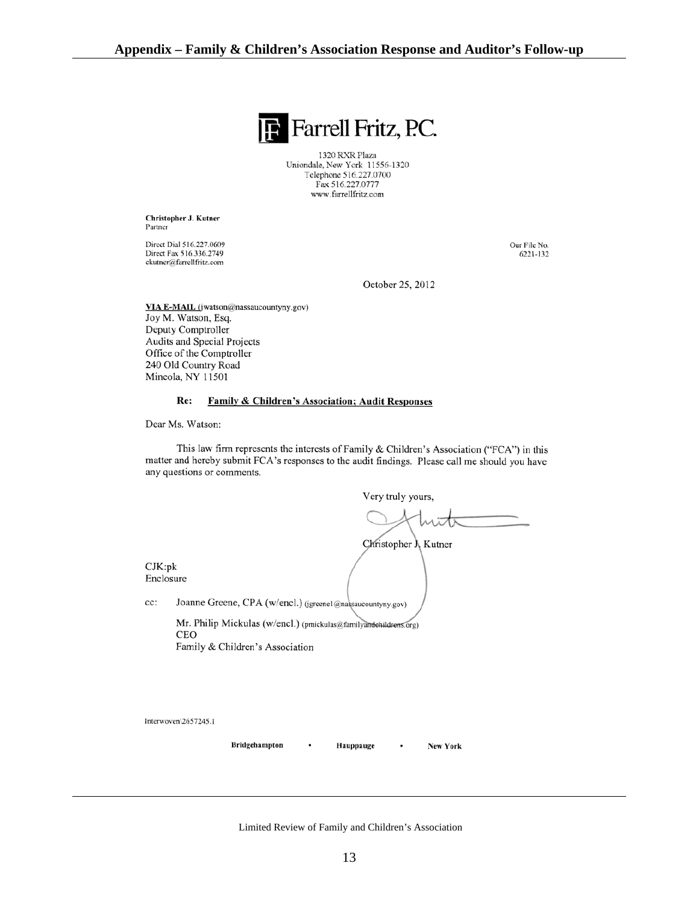## Appendix – Family & Children's Association Response and Auditor's Follow-up

**Farrell Fritz, P.C.**

1320 RXR Plaza
Uniondale, New York 11556-1320
Telephone 516.227.0700
Fax 516.227.0777
www.farrellfritz.com

**Christopher J. Kutner**
Partner

Direct Dial 516.227.0609
Direct Fax 516.336.2749
ckutner@farrellfritz.com

Our File No.
6221-132

October 25, 2012

**VIA E-MAIL** (jwatson@nassaucountyny.gov)
Joy M. Watson, Esq.
Deputy Comptroller
Audits and Special Projects
Office of the Comptroller
240 Old Country Road
Mineola, NY 11501

**Re: Family & Children's Association; Audit Responses**

Dear Ms. Watson:

This law firm represents the interests of Family & Children's Association ("FCA") in this matter and hereby submit FCA's responses to the audit findings. Please call me should you have any questions or comments.

Very truly yours,

Christopher J. Kutner

CJK:pk
Enclosure

cc: Joanne Greene, CPA (w/encl.) (jgreene1@nassaucountyny.gov)

Mr. Philip Mickulas (w/encl.) (pmickulas@familyandchildrens.org)
CEO
Family & Children's Association

Interwoven\2657245.1

Bridgehampton • Hauppauge • New York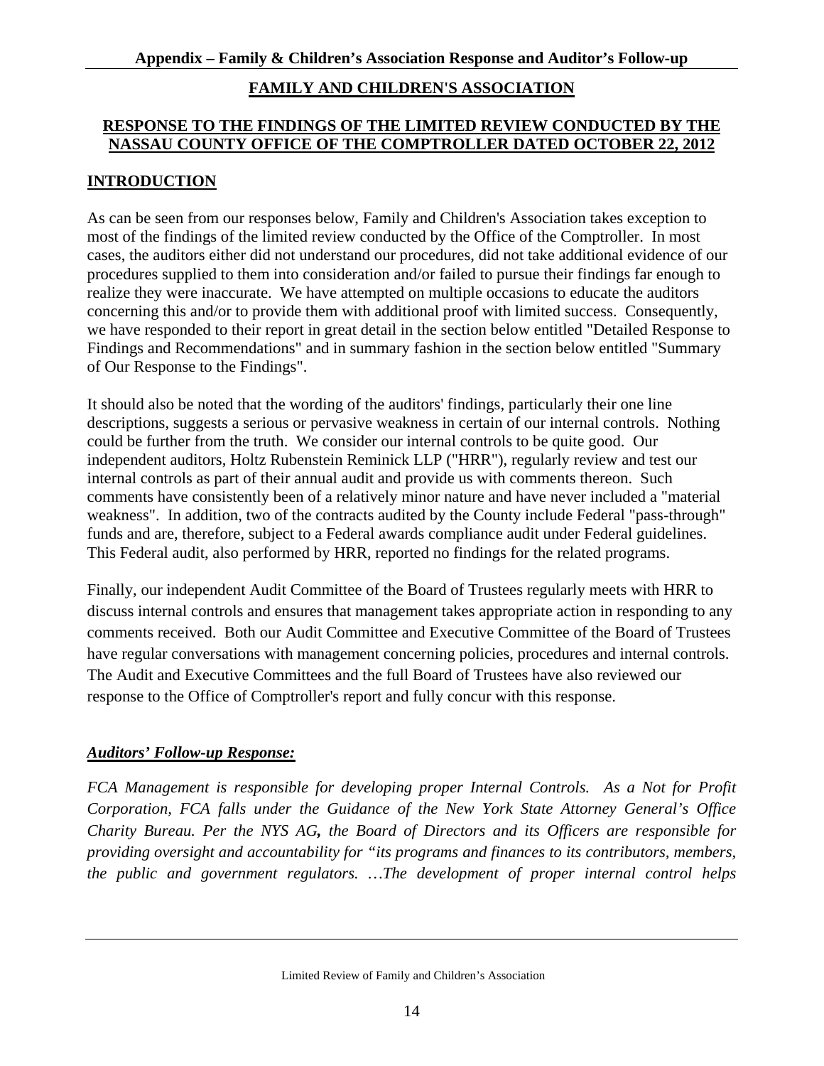**Appendix – Family & Children's Association Response and Auditor's Follow-up**

## FAMILY AND CHILDREN'S ASSOCIATION

### RESPONSE TO THE FINDINGS OF THE LIMITED REVIEW CONDUCTED BY THE NASSAU COUNTY OFFICE OF THE COMPTROLLER DATED OCTOBER 22, 2012

### INTRODUCTION

As can be seen from our responses below, Family and Children's Association takes exception to most of the findings of the limited review conducted by the Office of the Comptroller. In most cases, the auditors either did not understand our procedures, did not take additional evidence of our procedures supplied to them into consideration and/or failed to pursue their findings far enough to realize they were inaccurate. We have attempted on multiple occasions to educate the auditors concerning this and/or to provide them with additional proof with limited success. Consequently, we have responded to their report in great detail in the section below entitled "Detailed Response to Findings and Recommendations" and in summary fashion in the section below entitled "Summary of Our Response to the Findings".

It should also be noted that the wording of the auditors' findings, particularly their one line descriptions, suggests a serious or pervasive weakness in certain of our internal controls. Nothing could be further from the truth. We consider our internal controls to be quite good. Our independent auditors, Holtz Rubenstein Reminick LLP ("HRR"), regularly review and test our internal controls as part of their annual audit and provide us with comments thereon. Such comments have consistently been of a relatively minor nature and have never included a "material weakness". In addition, two of the contracts audited by the County include Federal "pass-through" funds and are, therefore, subject to a Federal awards compliance audit under Federal guidelines. This Federal audit, also performed by HRR, reported no findings for the related programs.

Finally, our independent Audit Committee of the Board of Trustees regularly meets with HRR to discuss internal controls and ensures that management takes appropriate action in responding to any comments received. Both our Audit Committee and Executive Committee of the Board of Trustees have regular conversations with management concerning policies, procedures and internal controls. The Audit and Executive Committees and the full Board of Trustees have also reviewed our response to the Office of Comptroller's report and fully concur with this response.

***Auditors' Follow-up Response:***

*FCA Management is responsible for developing proper Internal Controls. As a Not for Profit Corporation, FCA falls under the Guidance of the New York State Attorney General's Office Charity Bureau. Per the NYS AG, the Board of Directors and its Officers are responsible for providing oversight and accountability for "its programs and finances to its contributors, members, the public and government regulators. …The development of proper internal control helps*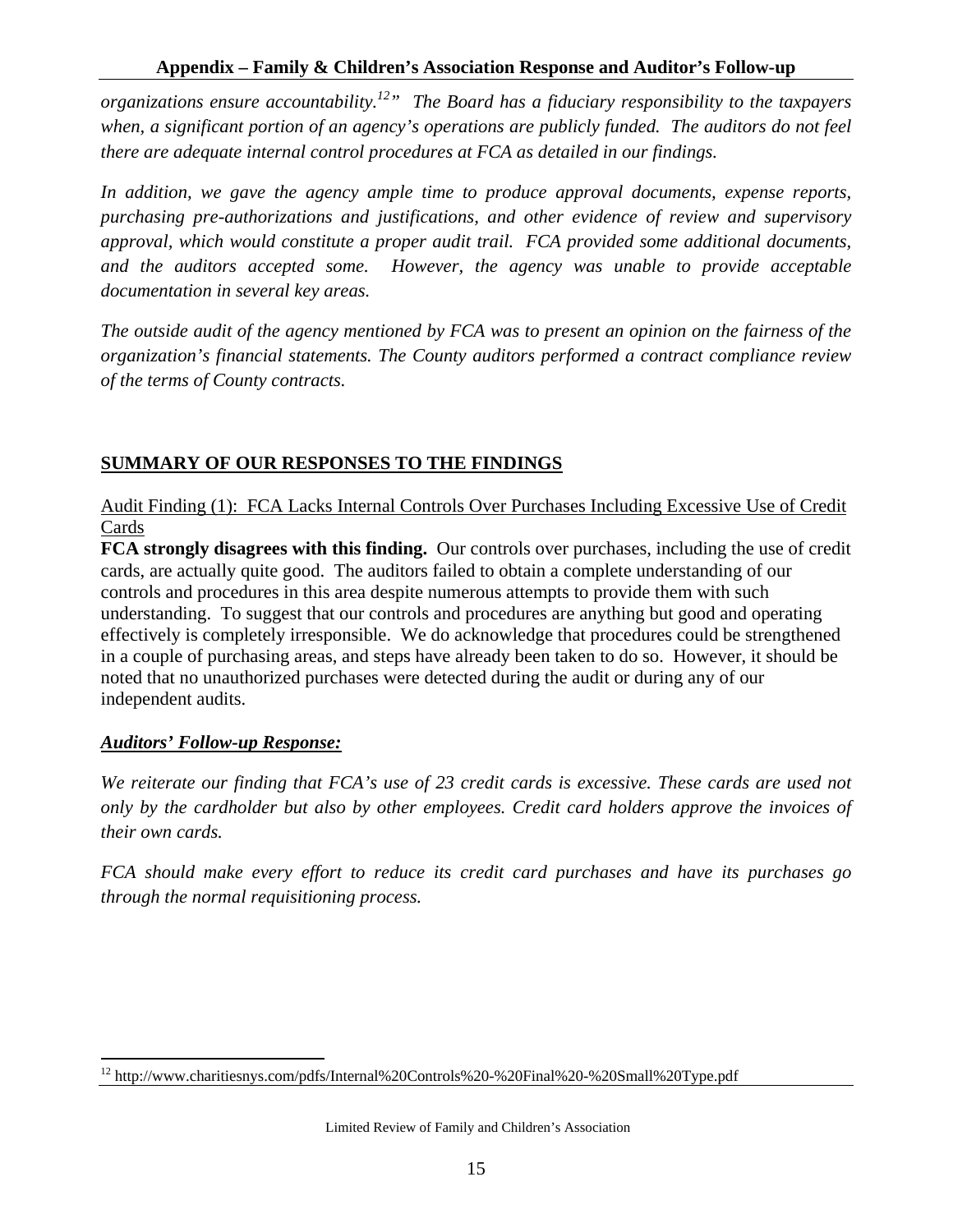*organizations ensure accountability.[12]" The Board has a fiduciary responsibility to the taxpayers when, a significant portion of an agency's operations are publicly funded. The auditors do not feel there are adequate internal control procedures at FCA as detailed in our findings.*

*In addition, we gave the agency ample time to produce approval documents, expense reports, purchasing pre-authorizations and justifications, and other evidence of review and supervisory approval, which would constitute a proper audit trail. FCA provided some additional documents, and the auditors accepted some. However, the agency was unable to provide acceptable documentation in several key areas.*

*The outside audit of the agency mentioned by FCA was to present an opinion on the fairness of the organization's financial statements. The County auditors performed a contract compliance review of the terms of County contracts.*

## SUMMARY OF OUR RESPONSES TO THE FINDINGS

Audit Finding (1): FCA Lacks Internal Controls Over Purchases Including Excessive Use of Credit Cards

**FCA strongly disagrees with this finding.** Our controls over purchases, including the use of credit cards, are actually quite good. The auditors failed to obtain a complete understanding of our controls and procedures in this area despite numerous attempts to provide them with such understanding. To suggest that our controls and procedures are anything but good and operating effectively is completely irresponsible. We do acknowledge that procedures could be strengthened in a couple of purchasing areas, and steps have already been taken to do so. However, it should be noted that no unauthorized purchases were detected during the audit or during any of our independent audits.

***Auditors' Follow-up Response:***

*We reiterate our finding that FCA's use of 23 credit cards is excessive. These cards are used not only by the cardholder but also by other employees. Credit card holders approve the invoices of their own cards.*

*FCA should make every effort to reduce its credit card purchases and have its purchases go through the normal requisitioning process.*

---

[12] http://www.charitiesnys.com/pdfs/Internal%20Controls%20-%20Final%20-%20Small%20Type.pdf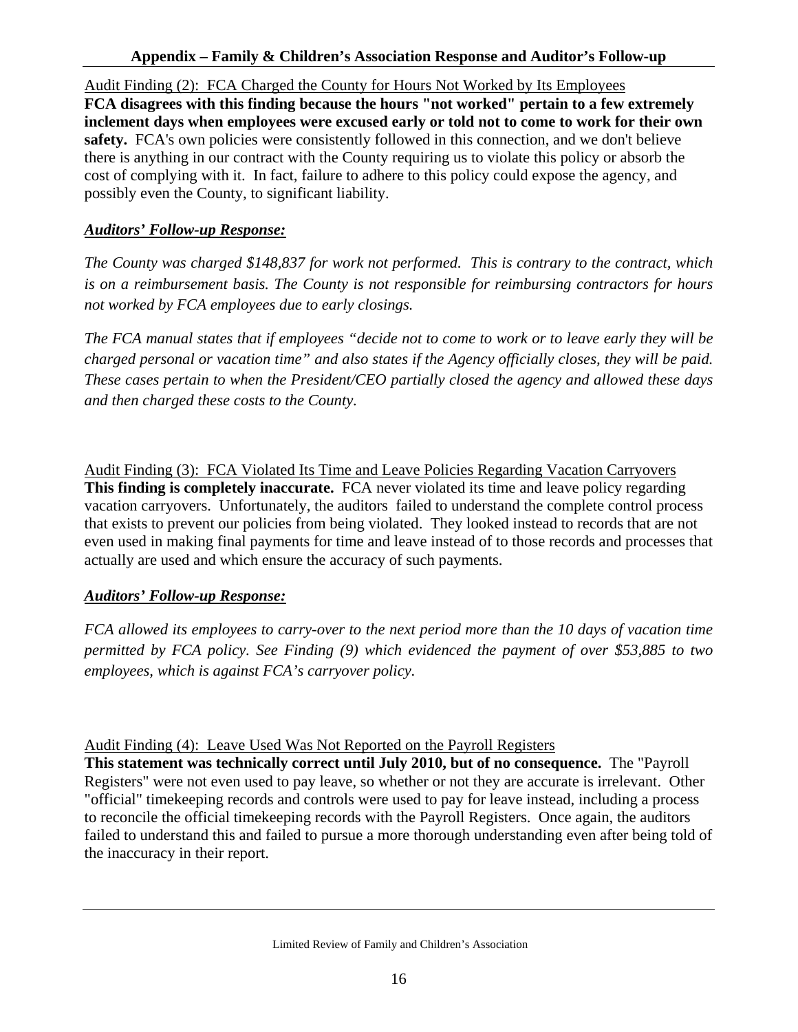## Appendix – Family & Children's Association Response and Auditor's Follow-up

Audit Finding (2): FCA Charged the County for Hours Not Worked by Its Employees

**FCA disagrees with this finding because the hours "not worked" pertain to a few extremely inclement days when employees were excused early or told not to come to work for their own safety.** FCA's own policies were consistently followed in this connection, and we don't believe there is anything in our contract with the County requiring us to violate this policy or absorb the cost of complying with it. In fact, failure to adhere to this policy could expose the agency, and possibly even the County, to significant liability.

***Auditors' Follow-up Response:***

*The County was charged $148,837 for work not performed. This is contrary to the contract, which is on a reimbursement basis. The County is not responsible for reimbursing contractors for hours not worked by FCA employees due to early closings.*

*The FCA manual states that if employees "decide not to come to work or to leave early they will be charged personal or vacation time" and also states if the Agency officially closes, they will be paid. These cases pertain to when the President/CEO partially closed the agency and allowed these days and then charged these costs to the County.*

Audit Finding (3): FCA Violated Its Time and Leave Policies Regarding Vacation Carryovers

**This finding is completely inaccurate.** FCA never violated its time and leave policy regarding vacation carryovers. Unfortunately, the auditors failed to understand the complete control process that exists to prevent our policies from being violated. They looked instead to records that are not even used in making final payments for time and leave instead of to those records and processes that actually are used and which ensure the accuracy of such payments.

***Auditors' Follow-up Response:***

*FCA allowed its employees to carry-over to the next period more than the 10 days of vacation time permitted by FCA policy. See Finding (9) which evidenced the payment of over $53,885 to two employees, which is against FCA's carryover policy.*

Audit Finding (4): Leave Used Was Not Reported on the Payroll Registers

**This statement was technically correct until July 2010, but of no consequence.** The "Payroll Registers" were not even used to pay leave, so whether or not they are accurate is irrelevant. Other "official" timekeeping records and controls were used to pay for leave instead, including a process to reconcile the official timekeeping records with the Payroll Registers. Once again, the auditors failed to understand this and failed to pursue a more thorough understanding even after being told of the inaccuracy in their report.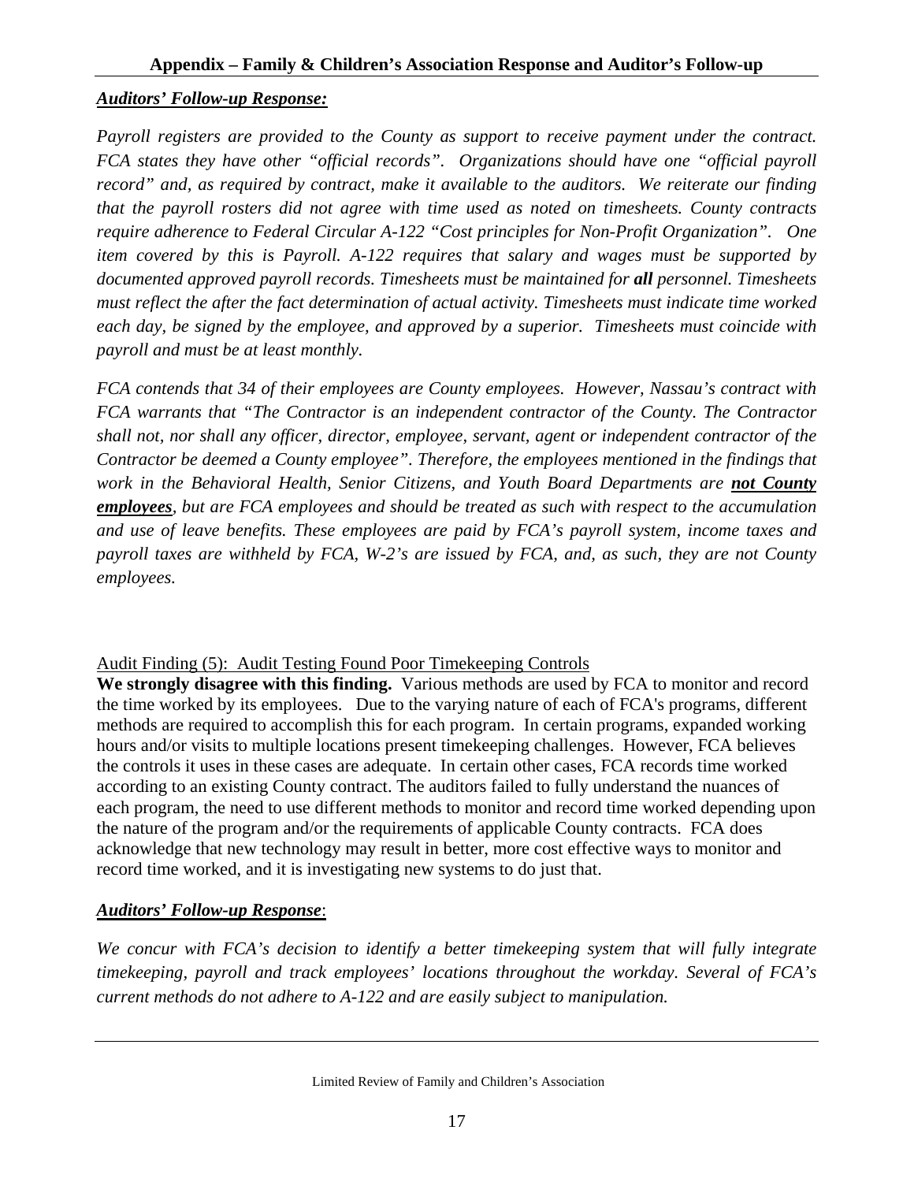## Appendix – Family & Children's Association Response and Auditor's Follow-up

***Auditors' Follow-up Response:***

*Payroll registers are provided to the County as support to receive payment under the contract. FCA states they have other "official records". Organizations should have one "official payroll record" and, as required by contract, make it available to the auditors. We reiterate our finding that the payroll rosters did not agree with time used as noted on timesheets. County contracts require adherence to Federal Circular A-122 "Cost principles for Non-Profit Organization". One item covered by this is Payroll. A-122 requires that salary and wages must be supported by documented approved payroll records. Timesheets must be maintained for **all** personnel. Timesheets must reflect the after the fact determination of actual activity. Timesheets must indicate time worked each day, be signed by the employee, and approved by a superior. Timesheets must coincide with payroll and must be at least monthly.*

*FCA contends that 34 of their employees are County employees. However, Nassau's contract with FCA warrants that "The Contractor is an independent contractor of the County. The Contractor shall not, nor shall any officer, director, employee, servant, agent or independent contractor of the Contractor be deemed a County employee". Therefore, the employees mentioned in the findings that work in the Behavioral Health, Senior Citizens, and Youth Board Departments are **not County employees**, but are FCA employees and should be treated as such with respect to the accumulation and use of leave benefits. These employees are paid by FCA's payroll system, income taxes and payroll taxes are withheld by FCA, W-2's are issued by FCA, and, as such, they are not County employees.*

Audit Finding (5): Audit Testing Found Poor Timekeeping Controls

**We strongly disagree with this finding.** Various methods are used by FCA to monitor and record the time worked by its employees. Due to the varying nature of each of FCA's programs, different methods are required to accomplish this for each program. In certain programs, expanded working hours and/or visits to multiple locations present timekeeping challenges. However, FCA believes the controls it uses in these cases are adequate. In certain other cases, FCA records time worked according to an existing County contract. The auditors failed to fully understand the nuances of each program, the need to use different methods to monitor and record time worked depending upon the nature of the program and/or the requirements of applicable County contracts. FCA does acknowledge that new technology may result in better, more cost effective ways to monitor and record time worked, and it is investigating new systems to do just that.

***Auditors' Follow-up Response***:

*We concur with FCA's decision to identify a better timekeeping system that will fully integrate timekeeping, payroll and track employees' locations throughout the workday. Several of FCA's current methods do not adhere to A-122 and are easily subject to manipulation.*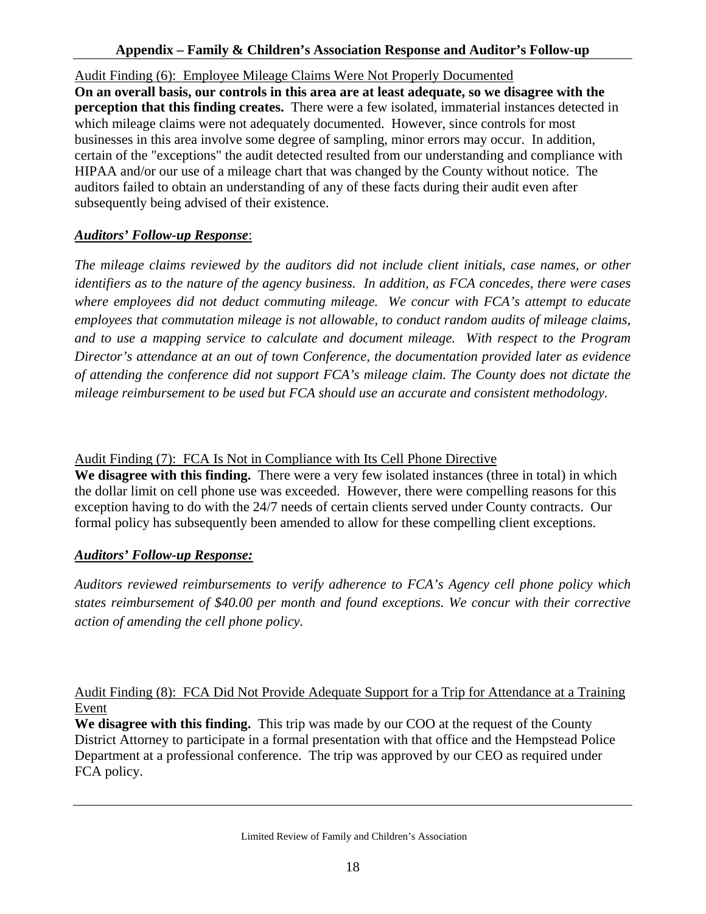## Appendix – Family & Children's Association Response and Auditor's Follow-up

Audit Finding (6): Employee Mileage Claims Were Not Properly Documented

**On an overall basis, our controls in this area are at least adequate, so we disagree with the perception that this finding creates.** There were a few isolated, immaterial instances detected in which mileage claims were not adequately documented. However, since controls for most businesses in this area involve some degree of sampling, minor errors may occur. In addition, certain of the "exceptions" the audit detected resulted from our understanding and compliance with HIPAA and/or our use of a mileage chart that was changed by the County without notice. The auditors failed to obtain an understanding of any of these facts during their audit even after subsequently being advised of their existence.

***Auditors' Follow-up Response***:

*The mileage claims reviewed by the auditors did not include client initials, case names, or other identifiers as to the nature of the agency business. In addition, as FCA concedes, there were cases where employees did not deduct commuting mileage. We concur with FCA's attempt to educate employees that commutation mileage is not allowable, to conduct random audits of mileage claims, and to use a mapping service to calculate and document mileage. With respect to the Program Director's attendance at an out of town Conference, the documentation provided later as evidence of attending the conference did not support FCA's mileage claim. The County does not dictate the mileage reimbursement to be used but FCA should use an accurate and consistent methodology.*

Audit Finding (7): FCA Is Not in Compliance with Its Cell Phone Directive

**We disagree with this finding.** There were a very few isolated instances (three in total) in which the dollar limit on cell phone use was exceeded. However, there were compelling reasons for this exception having to do with the 24/7 needs of certain clients served under County contracts. Our formal policy has subsequently been amended to allow for these compelling client exceptions.

***Auditors' Follow-up Response:***

*Auditors reviewed reimbursements to verify adherence to FCA's Agency cell phone policy which states reimbursement of $40.00 per month and found exceptions. We concur with their corrective action of amending the cell phone policy.*

Audit Finding (8): FCA Did Not Provide Adequate Support for a Trip for Attendance at a Training Event

**We disagree with this finding.** This trip was made by our COO at the request of the County District Attorney to participate in a formal presentation with that office and the Hempstead Police Department at a professional conference. The trip was approved by our CEO as required under FCA policy.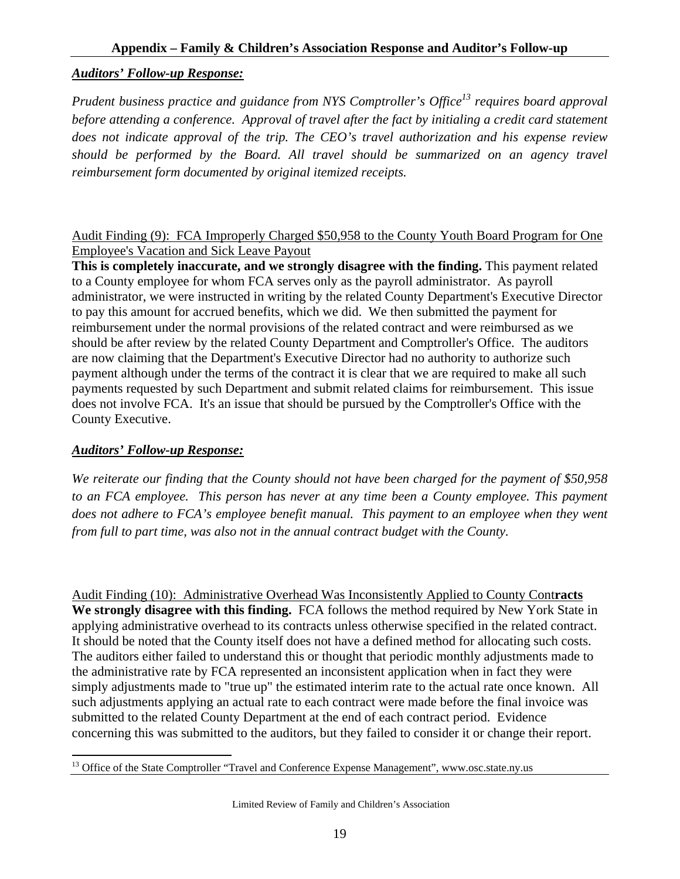***Auditors' Follow-up Response:***

*Prudent business practice and guidance from NYS Comptroller's Office[13] requires board approval before attending a conference. Approval of travel after the fact by initialing a credit card statement does not indicate approval of the trip. The CEO's travel authorization and his expense review should be performed by the Board. All travel should be summarized on an agency travel reimbursement form documented by original itemized receipts.*

Audit Finding (9): FCA Improperly Charged $50,958 to the County Youth Board Program for One Employee's Vacation and Sick Leave Payout

**This is completely inaccurate, and we strongly disagree with the finding.** This payment related to a County employee for whom FCA serves only as the payroll administrator. As payroll administrator, we were instructed in writing by the related County Department's Executive Director to pay this amount for accrued benefits, which we did. We then submitted the payment for reimbursement under the normal provisions of the related contract and were reimbursed as we should be after review by the related County Department and Comptroller's Office. The auditors are now claiming that the Department's Executive Director had no authority to authorize such payment although under the terms of the contract it is clear that we are required to make all such payments requested by such Department and submit related claims for reimbursement. This issue does not involve FCA. It's an issue that should be pursued by the Comptroller's Office with the County Executive.

***Auditors' Follow-up Response:***

*We reiterate our finding that the County should not have been charged for the payment of $50,958 to an FCA employee. This person has never at any time been a County employee. This payment does not adhere to FCA's employee benefit manual. This payment to an employee when they went from full to part time, was also not in the annual contract budget with the County.*

Audit Finding (10): Administrative Overhead Was Inconsistently Applied to County Cont**racts**

**We strongly disagree with this finding.** FCA follows the method required by New York State in applying administrative overhead to its contracts unless otherwise specified in the related contract. It should be noted that the County itself does not have a defined method for allocating such costs. The auditors either failed to understand this or thought that periodic monthly adjustments made to the administrative rate by FCA represented an inconsistent application when in fact they were simply adjustments made to "true up" the estimated interim rate to the actual rate once known. All such adjustments applying an actual rate to each contract were made before the final invoice was submitted to the related County Department at the end of each contract period. Evidence concerning this was submitted to the auditors, but they failed to consider it or change their report.

[13] Office of the State Comptroller "Travel and Conference Expense Management", www.osc.state.ny.us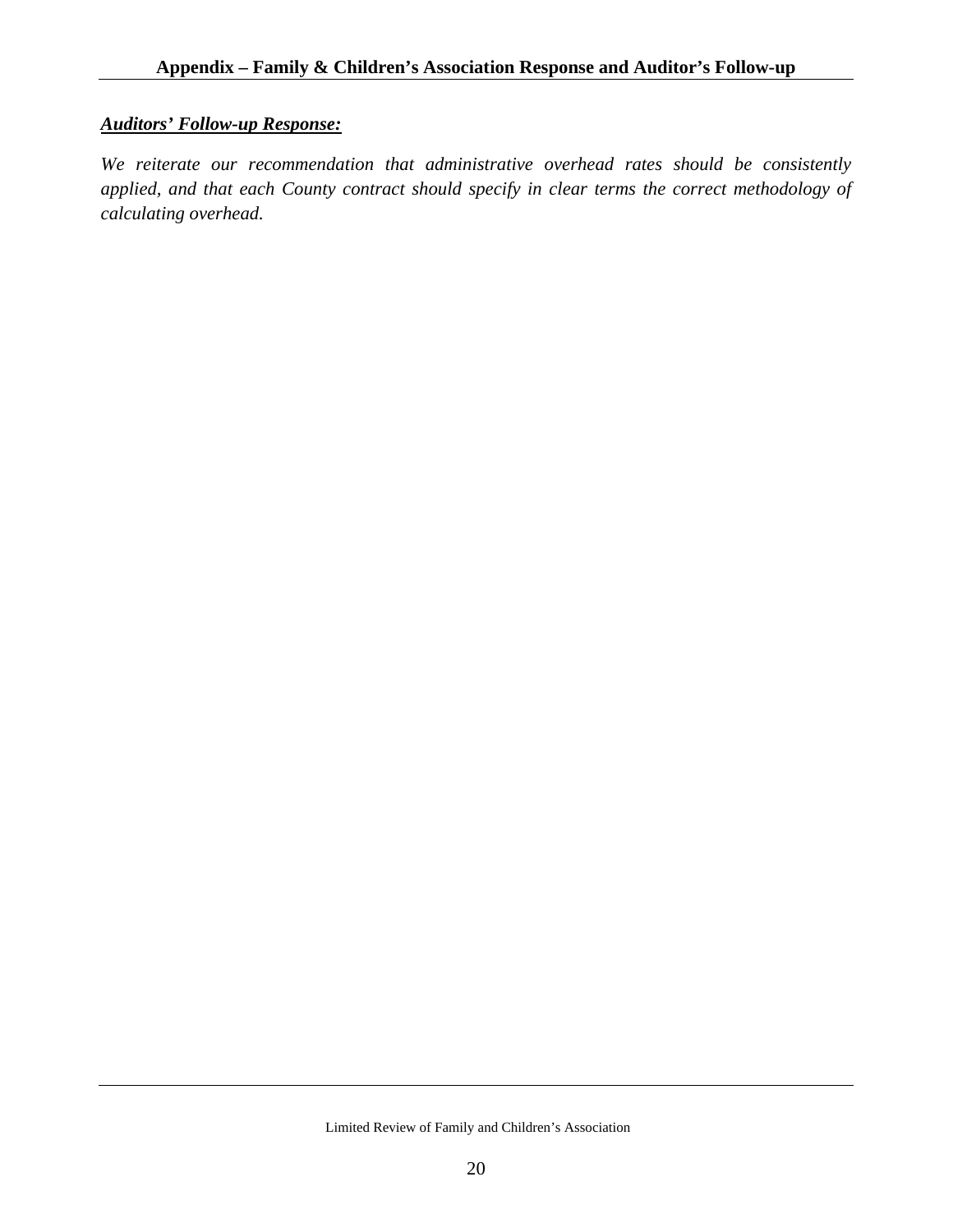***Auditors' Follow-up Response:***

*We reiterate our recommendation that administrative overhead rates should be consistently applied, and that each County contract should specify in clear terms the correct methodology of calculating overhead.*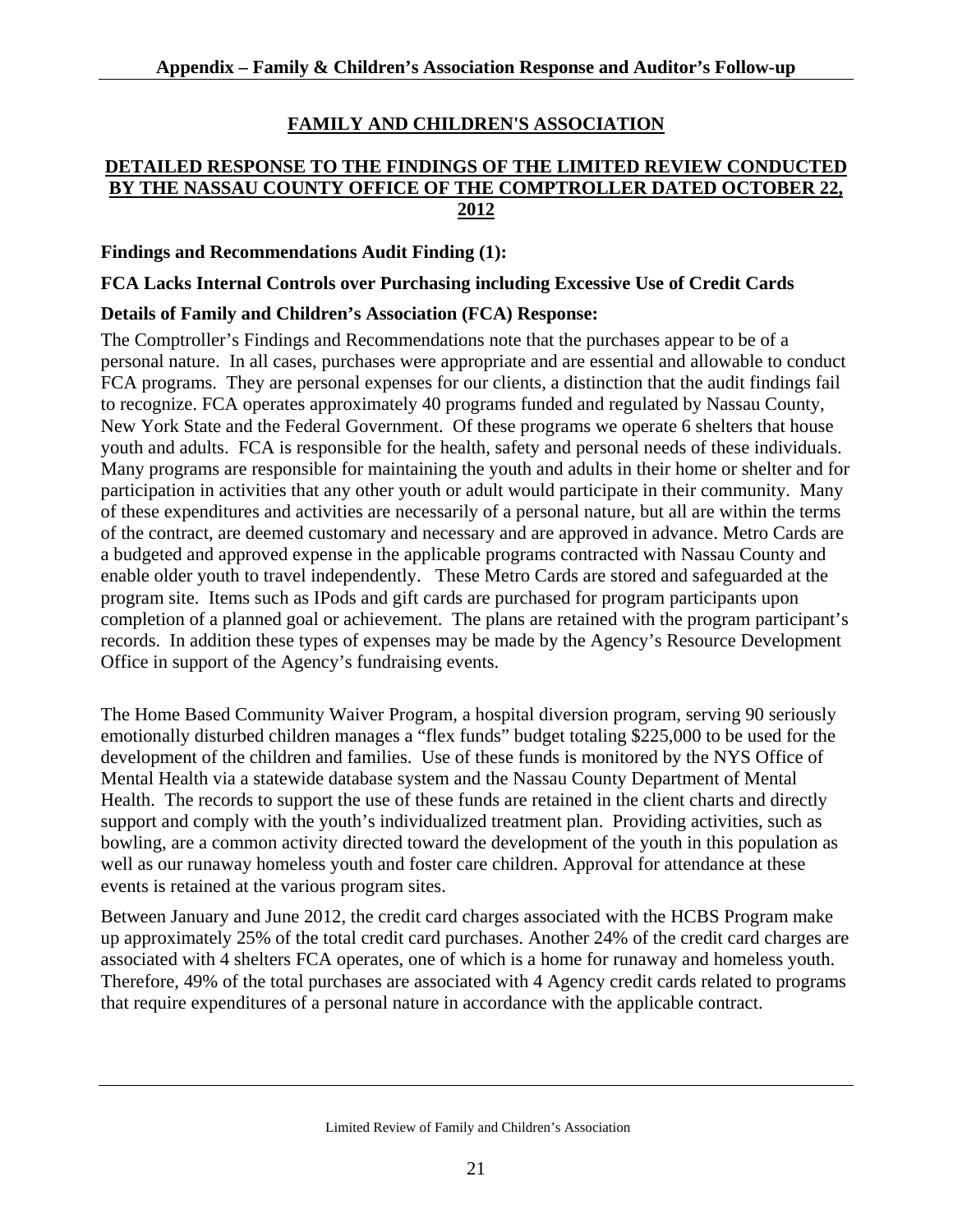## FAMILY AND CHILDREN'S ASSOCIATION

## DETAILED RESPONSE TO THE FINDINGS OF THE LIMITED REVIEW CONDUCTED BY THE NASSAU COUNTY OFFICE OF THE COMPTROLLER DATED OCTOBER 22, 2012

### Findings and Recommendations Audit Finding (1):

### FCA Lacks Internal Controls over Purchasing including Excessive Use of Credit Cards

### Details of Family and Children's Association (FCA) Response:

The Comptroller's Findings and Recommendations note that the purchases appear to be of a personal nature. In all cases, purchases were appropriate and are essential and allowable to conduct FCA programs. They are personal expenses for our clients, a distinction that the audit findings fail to recognize. FCA operates approximately 40 programs funded and regulated by Nassau County, New York State and the Federal Government. Of these programs we operate 6 shelters that house youth and adults. FCA is responsible for the health, safety and personal needs of these individuals. Many programs are responsible for maintaining the youth and adults in their home or shelter and for participation in activities that any other youth or adult would participate in their community. Many of these expenditures and activities are necessarily of a personal nature, but all are within the terms of the contract, are deemed customary and necessary and are approved in advance. Metro Cards are a budgeted and approved expense in the applicable programs contracted with Nassau County and enable older youth to travel independently. These Metro Cards are stored and safeguarded at the program site. Items such as IPods and gift cards are purchased for program participants upon completion of a planned goal or achievement. The plans are retained with the program participant's records. In addition these types of expenses may be made by the Agency's Resource Development Office in support of the Agency's fundraising events.

The Home Based Community Waiver Program, a hospital diversion program, serving 90 seriously emotionally disturbed children manages a "flex funds" budget totaling $225,000 to be used for the development of the children and families. Use of these funds is monitored by the NYS Office of Mental Health via a statewide database system and the Nassau County Department of Mental Health. The records to support the use of these funds are retained in the client charts and directly support and comply with the youth's individualized treatment plan. Providing activities, such as bowling, are a common activity directed toward the development of the youth in this population as well as our runaway homeless youth and foster care children. Approval for attendance at these events is retained at the various program sites.

Between January and June 2012, the credit card charges associated with the HCBS Program make up approximately 25% of the total credit card purchases. Another 24% of the credit card charges are associated with 4 shelters FCA operates, one of which is a home for runaway and homeless youth. Therefore, 49% of the total purchases are associated with 4 Agency credit cards related to programs that require expenditures of a personal nature in accordance with the applicable contract.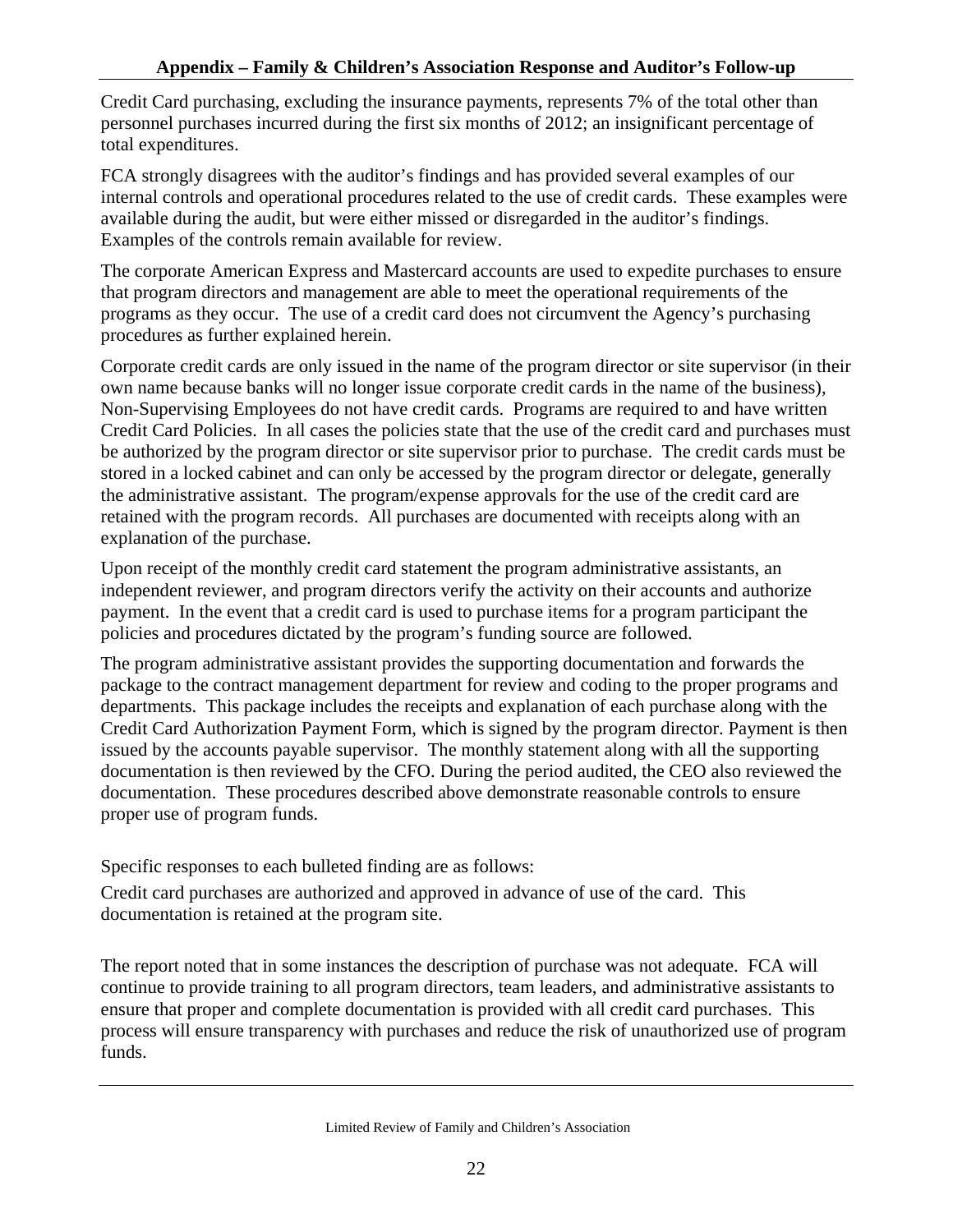Credit Card purchasing, excluding the insurance payments, represents 7% of the total other than personnel purchases incurred during the first six months of 2012; an insignificant percentage of total expenditures.

FCA strongly disagrees with the auditor's findings and has provided several examples of our internal controls and operational procedures related to the use of credit cards. These examples were available during the audit, but were either missed or disregarded in the auditor's findings. Examples of the controls remain available for review.

The corporate American Express and Mastercard accounts are used to expedite purchases to ensure that program directors and management are able to meet the operational requirements of the programs as they occur. The use of a credit card does not circumvent the Agency's purchasing procedures as further explained herein.

Corporate credit cards are only issued in the name of the program director or site supervisor (in their own name because banks will no longer issue corporate credit cards in the name of the business), Non-Supervising Employees do not have credit cards. Programs are required to and have written Credit Card Policies. In all cases the policies state that the use of the credit card and purchases must be authorized by the program director or site supervisor prior to purchase. The credit cards must be stored in a locked cabinet and can only be accessed by the program director or delegate, generally the administrative assistant. The program/expense approvals for the use of the credit card are retained with the program records. All purchases are documented with receipts along with an explanation of the purchase.

Upon receipt of the monthly credit card statement the program administrative assistants, an independent reviewer, and program directors verify the activity on their accounts and authorize payment. In the event that a credit card is used to purchase items for a program participant the policies and procedures dictated by the program's funding source are followed.

The program administrative assistant provides the supporting documentation and forwards the package to the contract management department for review and coding to the proper programs and departments. This package includes the receipts and explanation of each purchase along with the Credit Card Authorization Payment Form, which is signed by the program director. Payment is then issued by the accounts payable supervisor. The monthly statement along with all the supporting documentation is then reviewed by the CFO. During the period audited, the CEO also reviewed the documentation. These procedures described above demonstrate reasonable controls to ensure proper use of program funds.

Specific responses to each bulleted finding are as follows:

Credit card purchases are authorized and approved in advance of use of the card. This documentation is retained at the program site.

The report noted that in some instances the description of purchase was not adequate. FCA will continue to provide training to all program directors, team leaders, and administrative assistants to ensure that proper and complete documentation is provided with all credit card purchases. This process will ensure transparency with purchases and reduce the risk of unauthorized use of program funds.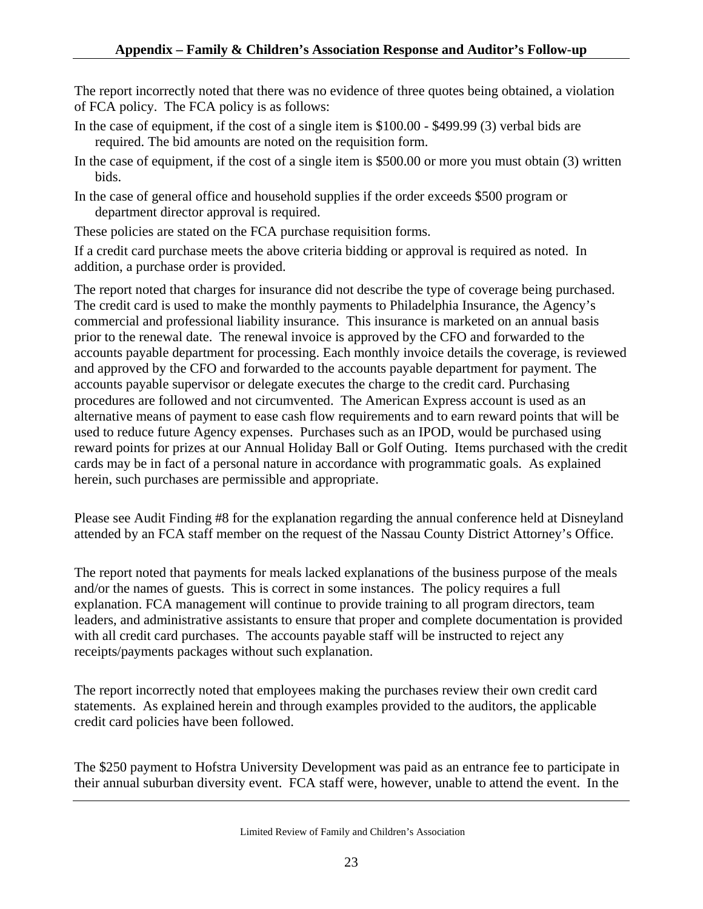The report incorrectly noted that there was no evidence of three quotes being obtained, a violation of FCA policy. The FCA policy is as follows:

In the case of equipment, if the cost of a single item is $100.00 - $499.99 (3) verbal bids are required. The bid amounts are noted on the requisition form.

In the case of equipment, if the cost of a single item is $500.00 or more you must obtain (3) written bids.

In the case of general office and household supplies if the order exceeds $500 program or department director approval is required.

These policies are stated on the FCA purchase requisition forms.

If a credit card purchase meets the above criteria bidding or approval is required as noted. In addition, a purchase order is provided.

The report noted that charges for insurance did not describe the type of coverage being purchased. The credit card is used to make the monthly payments to Philadelphia Insurance, the Agency's commercial and professional liability insurance. This insurance is marketed on an annual basis prior to the renewal date. The renewal invoice is approved by the CFO and forwarded to the accounts payable department for processing. Each monthly invoice details the coverage, is reviewed and approved by the CFO and forwarded to the accounts payable department for payment. The accounts payable supervisor or delegate executes the charge to the credit card. Purchasing procedures are followed and not circumvented. The American Express account is used as an alternative means of payment to ease cash flow requirements and to earn reward points that will be used to reduce future Agency expenses. Purchases such as an IPOD, would be purchased using reward points for prizes at our Annual Holiday Ball or Golf Outing. Items purchased with the credit cards may be in fact of a personal nature in accordance with programmatic goals. As explained herein, such purchases are permissible and appropriate.

Please see Audit Finding #8 for the explanation regarding the annual conference held at Disneyland attended by an FCA staff member on the request of the Nassau County District Attorney's Office.

The report noted that payments for meals lacked explanations of the business purpose of the meals and/or the names of guests. This is correct in some instances. The policy requires a full explanation. FCA management will continue to provide training to all program directors, team leaders, and administrative assistants to ensure that proper and complete documentation is provided with all credit card purchases. The accounts payable staff will be instructed to reject any receipts/payments packages without such explanation.

The report incorrectly noted that employees making the purchases review their own credit card statements. As explained herein and through examples provided to the auditors, the applicable credit card policies have been followed.

The $250 payment to Hofstra University Development was paid as an entrance fee to participate in their annual suburban diversity event. FCA staff were, however, unable to attend the event. In the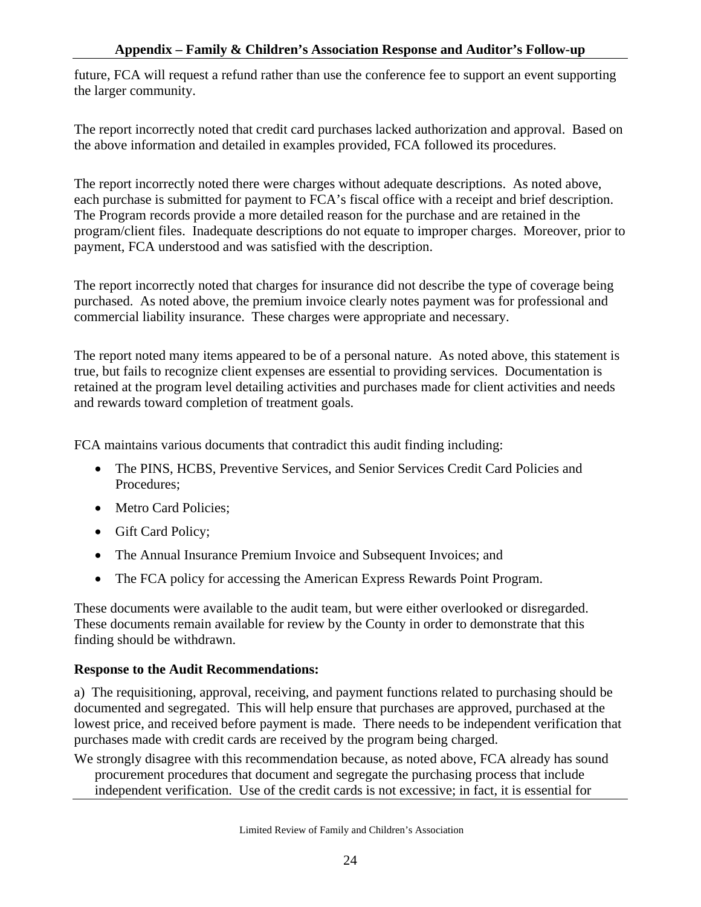future, FCA will request a refund rather than use the conference fee to support an event supporting the larger community.

The report incorrectly noted that credit card purchases lacked authorization and approval. Based on the above information and detailed in examples provided, FCA followed its procedures.

The report incorrectly noted there were charges without adequate descriptions. As noted above, each purchase is submitted for payment to FCA's fiscal office with a receipt and brief description. The Program records provide a more detailed reason for the purchase and are retained in the program/client files. Inadequate descriptions do not equate to improper charges. Moreover, prior to payment, FCA understood and was satisfied with the description.

The report incorrectly noted that charges for insurance did not describe the type of coverage being purchased. As noted above, the premium invoice clearly notes payment was for professional and commercial liability insurance. These charges were appropriate and necessary.

The report noted many items appeared to be of a personal nature. As noted above, this statement is true, but fails to recognize client expenses are essential to providing services. Documentation is retained at the program level detailing activities and purchases made for client activities and needs and rewards toward completion of treatment goals.

FCA maintains various documents that contradict this audit finding including:

- The PINS, HCBS, Preventive Services, and Senior Services Credit Card Policies and Procedures;
- Metro Card Policies;
- Gift Card Policy;
- The Annual Insurance Premium Invoice and Subsequent Invoices; and
- The FCA policy for accessing the American Express Rewards Point Program.

These documents were available to the audit team, but were either overlooked or disregarded. These documents remain available for review by the County in order to demonstrate that this finding should be withdrawn.

**Response to the Audit Recommendations:**

a) The requisitioning, approval, receiving, and payment functions related to purchasing should be documented and segregated. This will help ensure that purchases are approved, purchased at the lowest price, and received before payment is made. There needs to be independent verification that purchases made with credit cards are received by the program being charged.

We strongly disagree with this recommendation because, as noted above, FCA already has sound procurement procedures that document and segregate the purchasing process that include independent verification. Use of the credit cards is not excessive; in fact, it is essential for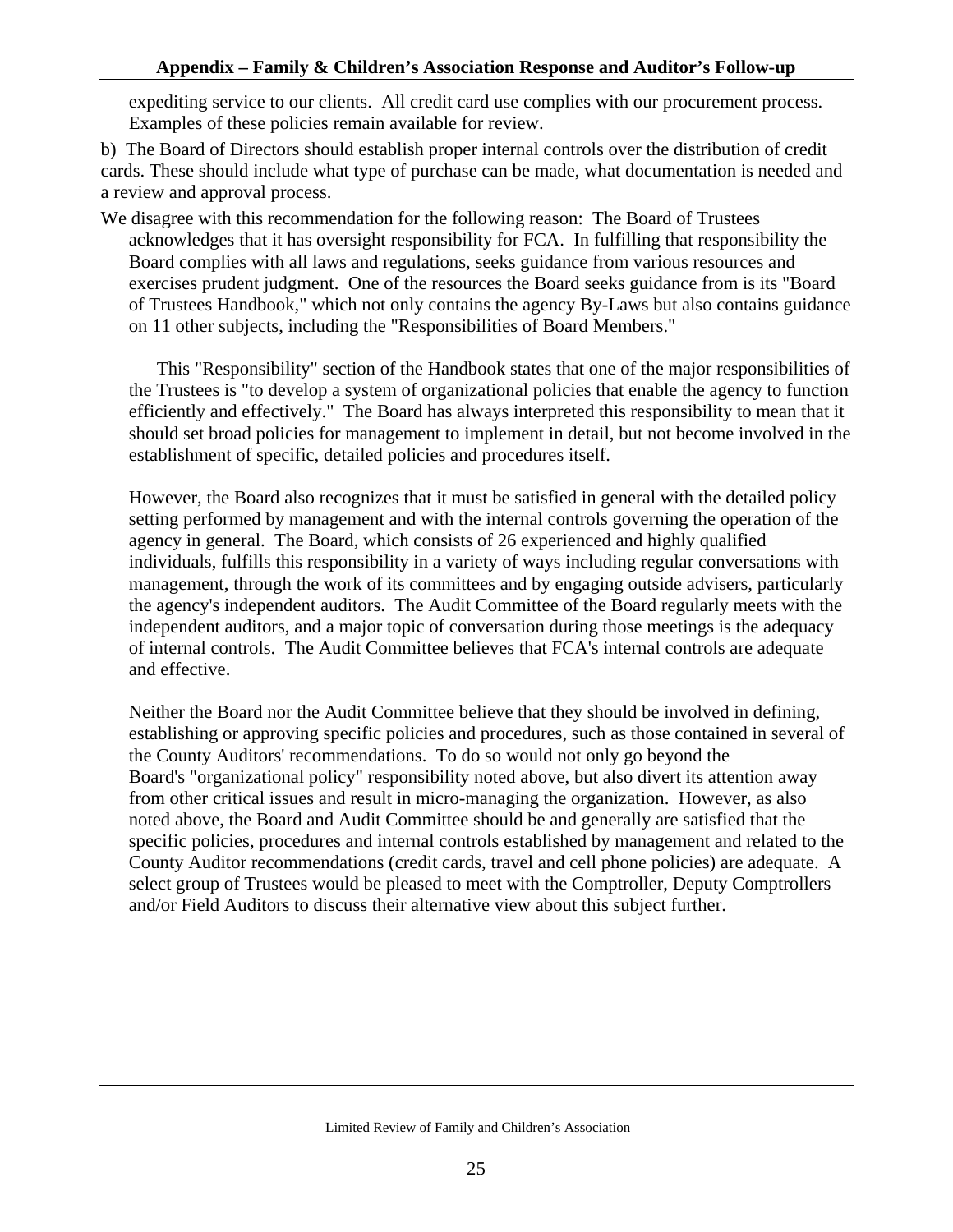expediting service to our clients. All credit card use complies with our procurement process. Examples of these policies remain available for review.

b) The Board of Directors should establish proper internal controls over the distribution of credit cards. These should include what type of purchase can be made, what documentation is needed and a review and approval process.

We disagree with this recommendation for the following reason: The Board of Trustees acknowledges that it has oversight responsibility for FCA. In fulfilling that responsibility the Board complies with all laws and regulations, seeks guidance from various resources and exercises prudent judgment. One of the resources the Board seeks guidance from is its "Board of Trustees Handbook," which not only contains the agency By-Laws but also contains guidance on 11 other subjects, including the "Responsibilities of Board Members."

This "Responsibility" section of the Handbook states that one of the major responsibilities of the Trustees is "to develop a system of organizational policies that enable the agency to function efficiently and effectively." The Board has always interpreted this responsibility to mean that it should set broad policies for management to implement in detail, but not become involved in the establishment of specific, detailed policies and procedures itself.

However, the Board also recognizes that it must be satisfied in general with the detailed policy setting performed by management and with the internal controls governing the operation of the agency in general. The Board, which consists of 26 experienced and highly qualified individuals, fulfills this responsibility in a variety of ways including regular conversations with management, through the work of its committees and by engaging outside advisers, particularly the agency's independent auditors. The Audit Committee of the Board regularly meets with the independent auditors, and a major topic of conversation during those meetings is the adequacy of internal controls. The Audit Committee believes that FCA's internal controls are adequate and effective.

Neither the Board nor the Audit Committee believe that they should be involved in defining, establishing or approving specific policies and procedures, such as those contained in several of the County Auditors' recommendations. To do so would not only go beyond the Board's "organizational policy" responsibility noted above, but also divert its attention away from other critical issues and result in micro-managing the organization. However, as also noted above, the Board and Audit Committee should be and generally are satisfied that the specific policies, procedures and internal controls established by management and related to the County Auditor recommendations (credit cards, travel and cell phone policies) are adequate. A select group of Trustees would be pleased to meet with the Comptroller, Deputy Comptrollers and/or Field Auditors to discuss their alternative view about this subject further.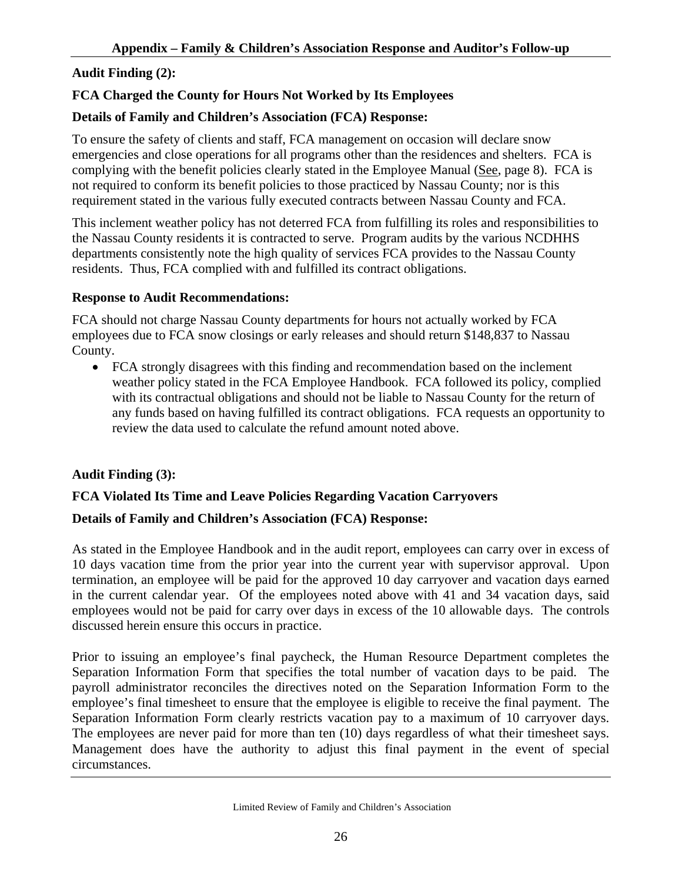## Appendix – Family & Children's Association Response and Auditor's Follow-up

**Audit Finding (2):**

**FCA Charged the County for Hours Not Worked by Its Employees**

**Details of Family and Children's Association (FCA) Response:**

To ensure the safety of clients and staff, FCA management on occasion will declare snow emergencies and close operations for all programs other than the residences and shelters. FCA is complying with the benefit policies clearly stated in the Employee Manual (See, page 8). FCA is not required to conform its benefit policies to those practiced by Nassau County; nor is this requirement stated in the various fully executed contracts between Nassau County and FCA.

This inclement weather policy has not deterred FCA from fulfilling its roles and responsibilities to the Nassau County residents it is contracted to serve. Program audits by the various NCDHHS departments consistently note the high quality of services FCA provides to the Nassau County residents. Thus, FCA complied with and fulfilled its contract obligations.

**Response to Audit Recommendations:**

FCA should not charge Nassau County departments for hours not actually worked by FCA employees due to FCA snow closings or early releases and should return $148,837 to Nassau County.

- FCA strongly disagrees with this finding and recommendation based on the inclement weather policy stated in the FCA Employee Handbook. FCA followed its policy, complied with its contractual obligations and should not be liable to Nassau County for the return of any funds based on having fulfilled its contract obligations. FCA requests an opportunity to review the data used to calculate the refund amount noted above.

**Audit Finding (3):**

**FCA Violated Its Time and Leave Policies Regarding Vacation Carryovers**

**Details of Family and Children's Association (FCA) Response:**

As stated in the Employee Handbook and in the audit report, employees can carry over in excess of 10 days vacation time from the prior year into the current year with supervisor approval. Upon termination, an employee will be paid for the approved 10 day carryover and vacation days earned in the current calendar year. Of the employees noted above with 41 and 34 vacation days, said employees would not be paid for carry over days in excess of the 10 allowable days. The controls discussed herein ensure this occurs in practice.

Prior to issuing an employee's final paycheck, the Human Resource Department completes the Separation Information Form that specifies the total number of vacation days to be paid. The payroll administrator reconciles the directives noted on the Separation Information Form to the employee's final timesheet to ensure that the employee is eligible to receive the final payment. The Separation Information Form clearly restricts vacation pay to a maximum of 10 carryover days. The employees are never paid for more than ten (10) days regardless of what their timesheet says. Management does have the authority to adjust this final payment in the event of special circumstances.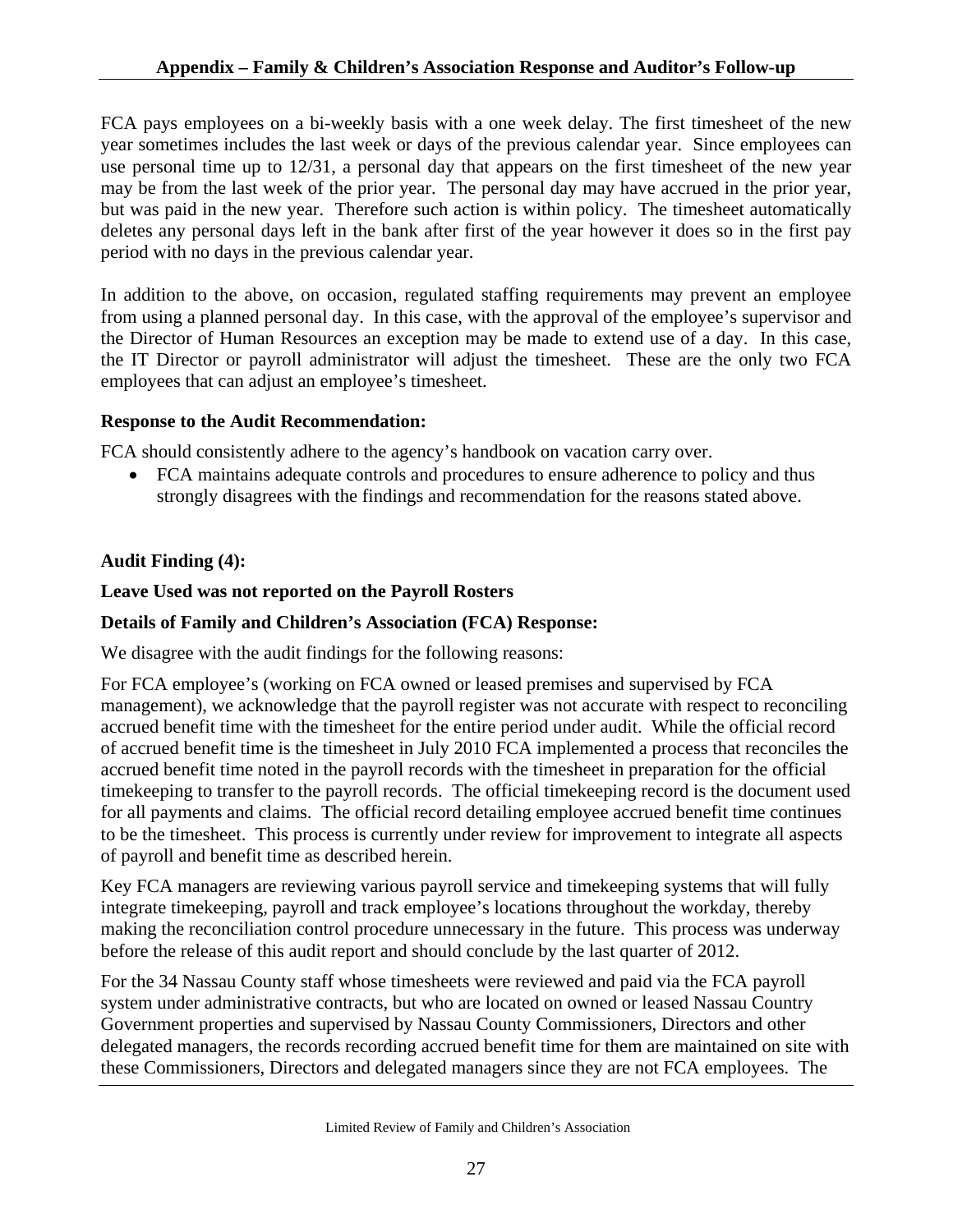FCA pays employees on a bi-weekly basis with a one week delay. The first timesheet of the new year sometimes includes the last week or days of the previous calendar year. Since employees can use personal time up to 12/31, a personal day that appears on the first timesheet of the new year may be from the last week of the prior year. The personal day may have accrued in the prior year, but was paid in the new year. Therefore such action is within policy. The timesheet automatically deletes any personal days left in the bank after first of the year however it does so in the first pay period with no days in the previous calendar year.

In addition to the above, on occasion, regulated staffing requirements may prevent an employee from using a planned personal day. In this case, with the approval of the employee's supervisor and the Director of Human Resources an exception may be made to extend use of a day. In this case, the IT Director or payroll administrator will adjust the timesheet. These are the only two FCA employees that can adjust an employee's timesheet.

**Response to the Audit Recommendation:**

FCA should consistently adhere to the agency's handbook on vacation carry over.

- FCA maintains adequate controls and procedures to ensure adherence to policy and thus strongly disagrees with the findings and recommendation for the reasons stated above.

**Audit Finding (4):**

**Leave Used was not reported on the Payroll Rosters**

**Details of Family and Children's Association (FCA) Response:**

We disagree with the audit findings for the following reasons:

For FCA employee's (working on FCA owned or leased premises and supervised by FCA management), we acknowledge that the payroll register was not accurate with respect to reconciling accrued benefit time with the timesheet for the entire period under audit. While the official record of accrued benefit time is the timesheet in July 2010 FCA implemented a process that reconciles the accrued benefit time noted in the payroll records with the timesheet in preparation for the official timekeeping to transfer to the payroll records. The official timekeeping record is the document used for all payments and claims. The official record detailing employee accrued benefit time continues to be the timesheet. This process is currently under review for improvement to integrate all aspects of payroll and benefit time as described herein.

Key FCA managers are reviewing various payroll service and timekeeping systems that will fully integrate timekeeping, payroll and track employee's locations throughout the workday, thereby making the reconciliation control procedure unnecessary in the future. This process was underway before the release of this audit report and should conclude by the last quarter of 2012.

For the 34 Nassau County staff whose timesheets were reviewed and paid via the FCA payroll system under administrative contracts, but who are located on owned or leased Nassau Country Government properties and supervised by Nassau County Commissioners, Directors and other delegated managers, the records recording accrued benefit time for them are maintained on site with these Commissioners, Directors and delegated managers since they are not FCA employees. The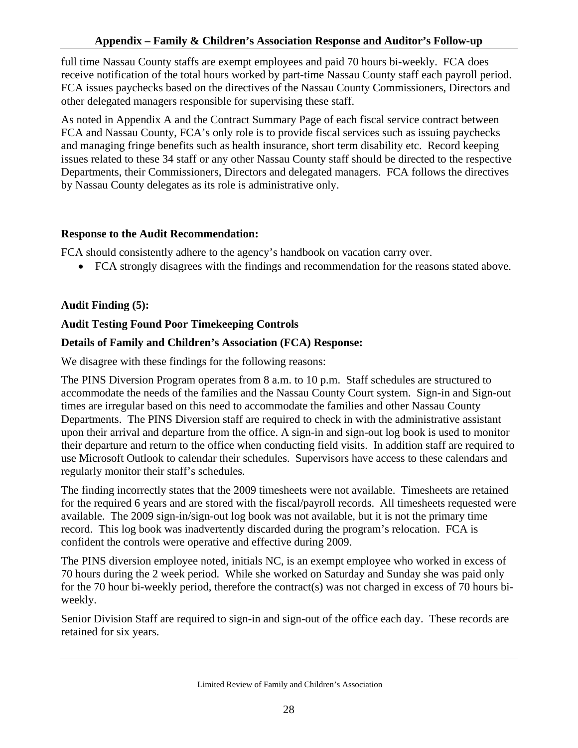full time Nassau County staffs are exempt employees and paid 70 hours bi-weekly. FCA does receive notification of the total hours worked by part-time Nassau County staff each payroll period. FCA issues paychecks based on the directives of the Nassau County Commissioners, Directors and other delegated managers responsible for supervising these staff.

As noted in Appendix A and the Contract Summary Page of each fiscal service contract between FCA and Nassau County, FCA's only role is to provide fiscal services such as issuing paychecks and managing fringe benefits such as health insurance, short term disability etc. Record keeping issues related to these 34 staff or any other Nassau County staff should be directed to the respective Departments, their Commissioners, Directors and delegated managers. FCA follows the directives by Nassau County delegates as its role is administrative only.

**Response to the Audit Recommendation:**

FCA should consistently adhere to the agency's handbook on vacation carry over.

- FCA strongly disagrees with the findings and recommendation for the reasons stated above.

**Audit Finding (5):**

**Audit Testing Found Poor Timekeeping Controls**

**Details of Family and Children's Association (FCA) Response:**

We disagree with these findings for the following reasons:

The PINS Diversion Program operates from 8 a.m. to 10 p.m. Staff schedules are structured to accommodate the needs of the families and the Nassau County Court system. Sign-in and Sign-out times are irregular based on this need to accommodate the families and other Nassau County Departments. The PINS Diversion staff are required to check in with the administrative assistant upon their arrival and departure from the office. A sign-in and sign-out log book is used to monitor their departure and return to the office when conducting field visits. In addition staff are required to use Microsoft Outlook to calendar their schedules. Supervisors have access to these calendars and regularly monitor their staff's schedules.

The finding incorrectly states that the 2009 timesheets were not available. Timesheets are retained for the required 6 years and are stored with the fiscal/payroll records. All timesheets requested were available. The 2009 sign-in/sign-out log book was not available, but it is not the primary time record. This log book was inadvertently discarded during the program's relocation. FCA is confident the controls were operative and effective during 2009.

The PINS diversion employee noted, initials NC, is an exempt employee who worked in excess of 70 hours during the 2 week period. While she worked on Saturday and Sunday she was paid only for the 70 hour bi-weekly period, therefore the contract(s) was not charged in excess of 70 hours bi-weekly.

Senior Division Staff are required to sign-in and sign-out of the office each day. These records are retained for six years.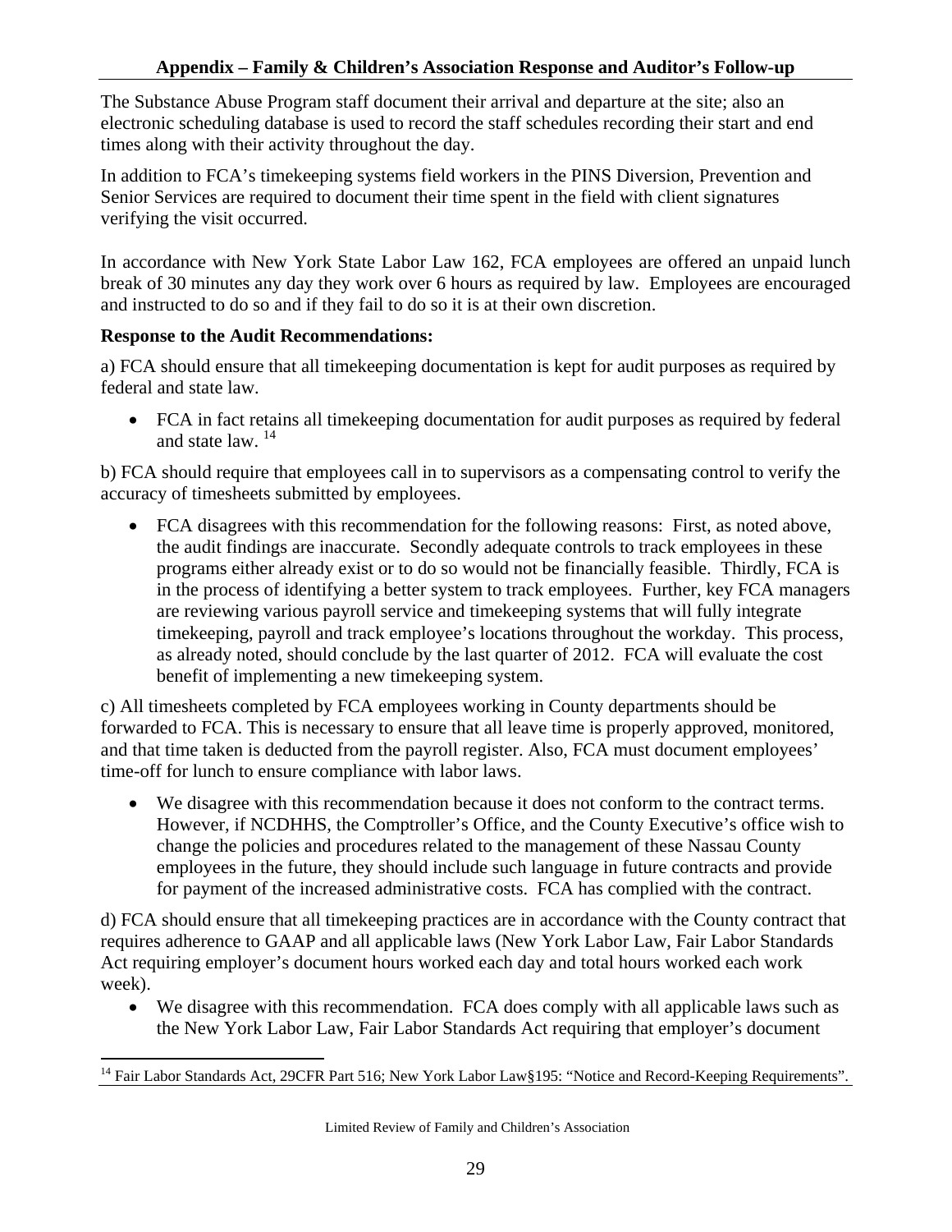The Substance Abuse Program staff document their arrival and departure at the site; also an electronic scheduling database is used to record the staff schedules recording their start and end times along with their activity throughout the day.

In addition to FCA's timekeeping systems field workers in the PINS Diversion, Prevention and Senior Services are required to document their time spent in the field with client signatures verifying the visit occurred.

In accordance with New York State Labor Law 162, FCA employees are offered an unpaid lunch break of 30 minutes any day they work over 6 hours as required by law. Employees are encouraged and instructed to do so and if they fail to do so it is at their own discretion.

**Response to the Audit Recommendations:**

a) FCA should ensure that all timekeeping documentation is kept for audit purposes as required by federal and state law.

- FCA in fact retains all timekeeping documentation for audit purposes as required by federal and state law. [14]

b) FCA should require that employees call in to supervisors as a compensating control to verify the accuracy of timesheets submitted by employees.

- FCA disagrees with this recommendation for the following reasons: First, as noted above, the audit findings are inaccurate. Secondly adequate controls to track employees in these programs either already exist or to do so would not be financially feasible. Thirdly, FCA is in the process of identifying a better system to track employees. Further, key FCA managers are reviewing various payroll service and timekeeping systems that will fully integrate timekeeping, payroll and track employee's locations throughout the workday. This process, as already noted, should conclude by the last quarter of 2012. FCA will evaluate the cost benefit of implementing a new timekeeping system.

c) All timesheets completed by FCA employees working in County departments should be forwarded to FCA. This is necessary to ensure that all leave time is properly approved, monitored, and that time taken is deducted from the payroll register. Also, FCA must document employees' time-off for lunch to ensure compliance with labor laws.

- We disagree with this recommendation because it does not conform to the contract terms. However, if NCDHHS, the Comptroller's Office, and the County Executive's office wish to change the policies and procedures related to the management of these Nassau County employees in the future, they should include such language in future contracts and provide for payment of the increased administrative costs. FCA has complied with the contract.

d) FCA should ensure that all timekeeping practices are in accordance with the County contract that requires adherence to GAAP and all applicable laws (New York Labor Law, Fair Labor Standards Act requiring employer's document hours worked each day and total hours worked each work week).

- We disagree with this recommendation. FCA does comply with all applicable laws such as the New York Labor Law, Fair Labor Standards Act requiring that employer's document

---

[14] Fair Labor Standards Act, 29CFR Part 516; New York Labor Law§195: "Notice and Record-Keeping Requirements".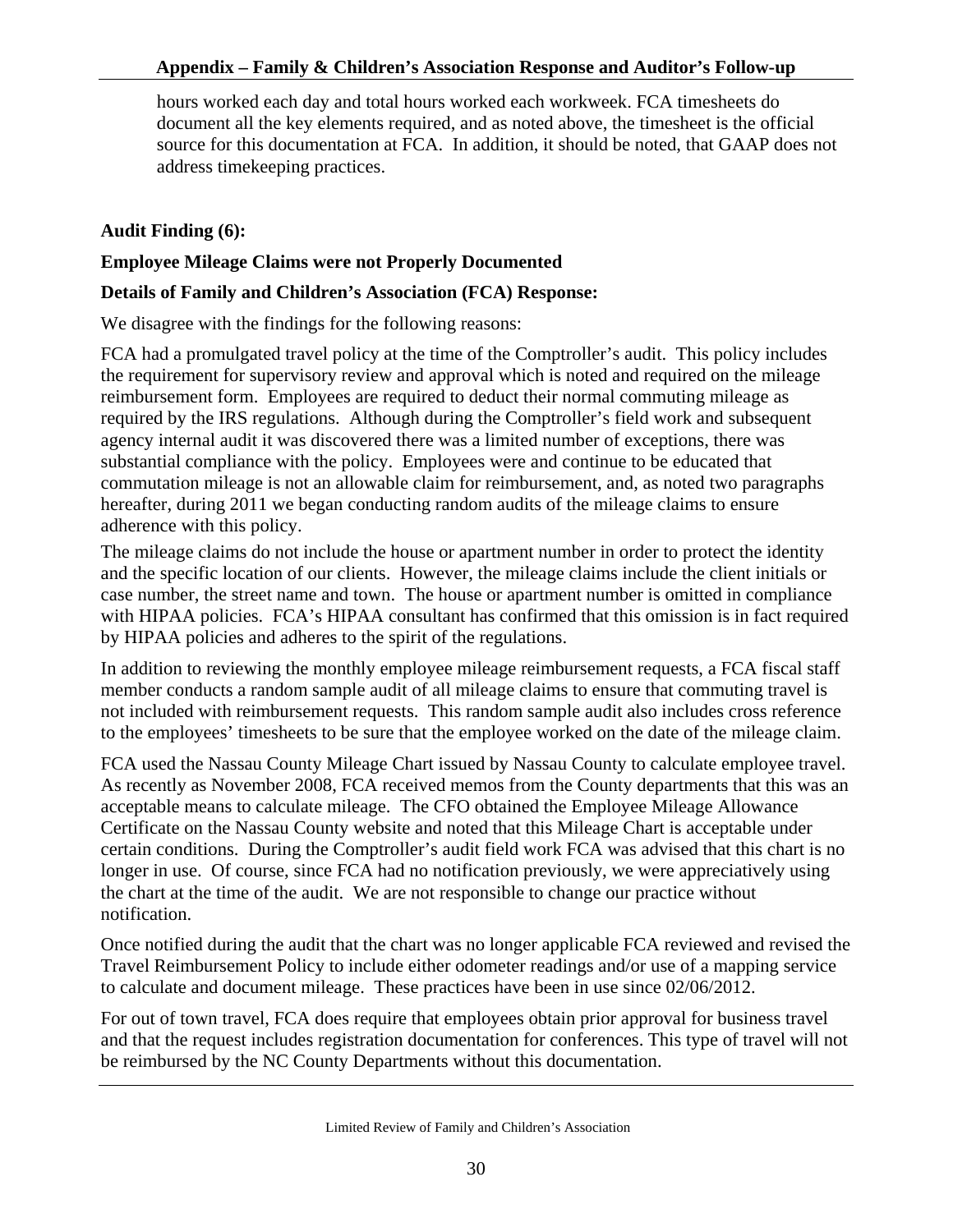hours worked each day and total hours worked each workweek. FCA timesheets do document all the key elements required, and as noted above, the timesheet is the official source for this documentation at FCA. In addition, it should be noted, that GAAP does not address timekeeping practices.

**Audit Finding (6):**

**Employee Mileage Claims were not Properly Documented**

**Details of Family and Children's Association (FCA) Response:**

We disagree with the findings for the following reasons:

FCA had a promulgated travel policy at the time of the Comptroller's audit. This policy includes the requirement for supervisory review and approval which is noted and required on the mileage reimbursement form. Employees are required to deduct their normal commuting mileage as required by the IRS regulations. Although during the Comptroller's field work and subsequent agency internal audit it was discovered there was a limited number of exceptions, there was substantial compliance with the policy. Employees were and continue to be educated that commutation mileage is not an allowable claim for reimbursement, and, as noted two paragraphs hereafter, during 2011 we began conducting random audits of the mileage claims to ensure adherence with this policy.

The mileage claims do not include the house or apartment number in order to protect the identity and the specific location of our clients. However, the mileage claims include the client initials or case number, the street name and town. The house or apartment number is omitted in compliance with HIPAA policies. FCA's HIPAA consultant has confirmed that this omission is in fact required by HIPAA policies and adheres to the spirit of the regulations.

In addition to reviewing the monthly employee mileage reimbursement requests, a FCA fiscal staff member conducts a random sample audit of all mileage claims to ensure that commuting travel is not included with reimbursement requests. This random sample audit also includes cross reference to the employees' timesheets to be sure that the employee worked on the date of the mileage claim.

FCA used the Nassau County Mileage Chart issued by Nassau County to calculate employee travel. As recently as November 2008, FCA received memos from the County departments that this was an acceptable means to calculate mileage. The CFO obtained the Employee Mileage Allowance Certificate on the Nassau County website and noted that this Mileage Chart is acceptable under certain conditions. During the Comptroller's audit field work FCA was advised that this chart is no longer in use. Of course, since FCA had no notification previously, we were appreciatively using the chart at the time of the audit. We are not responsible to change our practice without notification.

Once notified during the audit that the chart was no longer applicable FCA reviewed and revised the Travel Reimbursement Policy to include either odometer readings and/or use of a mapping service to calculate and document mileage. These practices have been in use since 02/06/2012.

For out of town travel, FCA does require that employees obtain prior approval for business travel and that the request includes registration documentation for conferences. This type of travel will not be reimbursed by the NC County Departments without this documentation.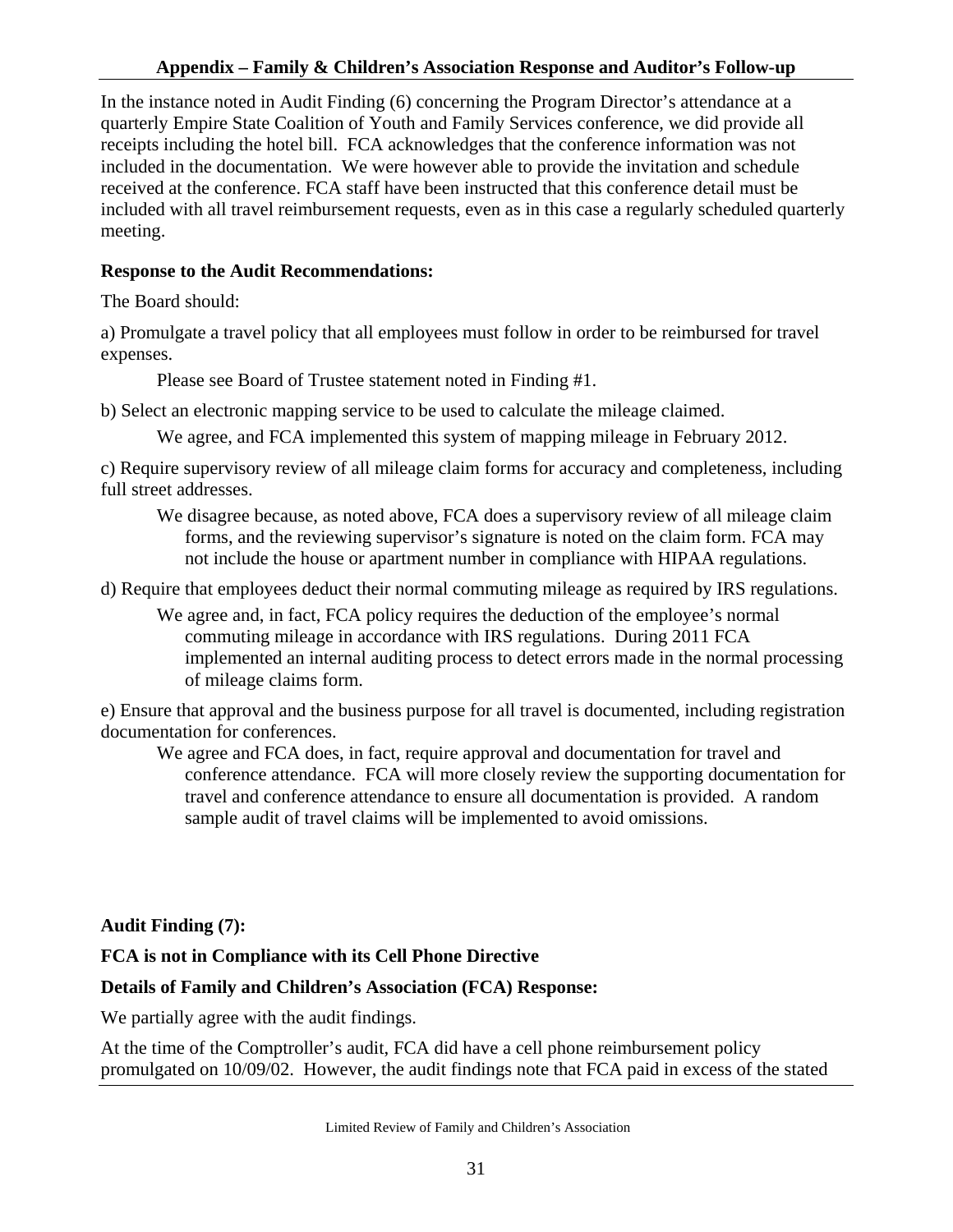In the instance noted in Audit Finding (6) concerning the Program Director's attendance at a quarterly Empire State Coalition of Youth and Family Services conference, we did provide all receipts including the hotel bill. FCA acknowledges that the conference information was not included in the documentation. We were however able to provide the invitation and schedule received at the conference. FCA staff have been instructed that this conference detail must be included with all travel reimbursement requests, even as in this case a regularly scheduled quarterly meeting.

**Response to the Audit Recommendations:**

The Board should:

a) Promulgate a travel policy that all employees must follow in order to be reimbursed for travel expenses.

Please see Board of Trustee statement noted in Finding #1.

b) Select an electronic mapping service to be used to calculate the mileage claimed.

We agree, and FCA implemented this system of mapping mileage in February 2012.

c) Require supervisory review of all mileage claim forms for accuracy and completeness, including full street addresses.

We disagree because, as noted above, FCA does a supervisory review of all mileage claim forms, and the reviewing supervisor's signature is noted on the claim form. FCA may not include the house or apartment number in compliance with HIPAA regulations.

d) Require that employees deduct their normal commuting mileage as required by IRS regulations.

We agree and, in fact, FCA policy requires the deduction of the employee's normal commuting mileage in accordance with IRS regulations. During 2011 FCA implemented an internal auditing process to detect errors made in the normal processing of mileage claims form.

e) Ensure that approval and the business purpose for all travel is documented, including registration documentation for conferences.

We agree and FCA does, in fact, require approval and documentation for travel and conference attendance. FCA will more closely review the supporting documentation for travel and conference attendance to ensure all documentation is provided. A random sample audit of travel claims will be implemented to avoid omissions.

**Audit Finding (7):**

**FCA is not in Compliance with its Cell Phone Directive**

**Details of Family and Children's Association (FCA) Response:**

We partially agree with the audit findings.

At the time of the Comptroller's audit, FCA did have a cell phone reimbursement policy promulgated on 10/09/02. However, the audit findings note that FCA paid in excess of the stated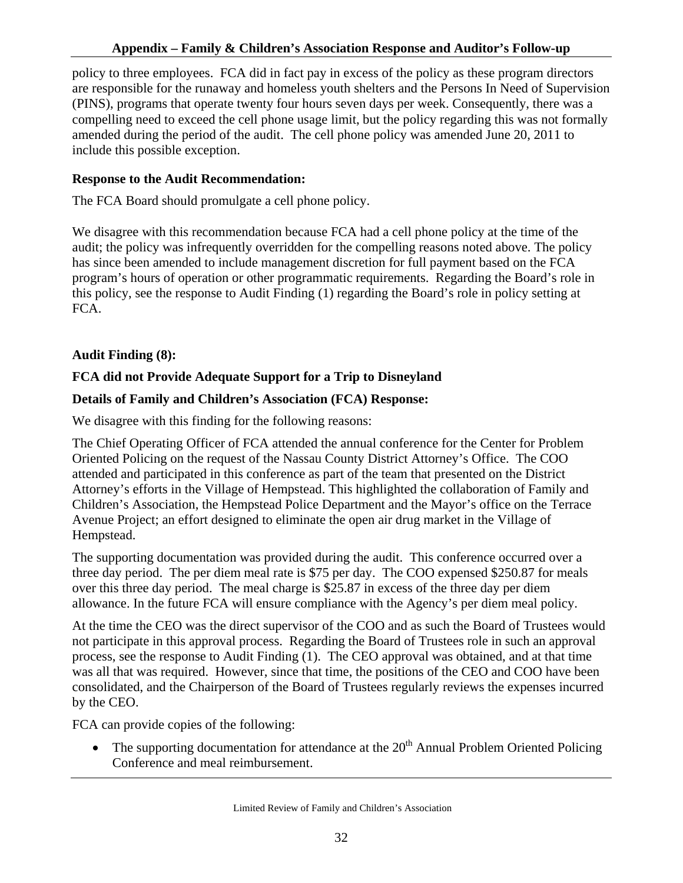policy to three employees. FCA did in fact pay in excess of the policy as these program directors are responsible for the runaway and homeless youth shelters and the Persons In Need of Supervision (PINS), programs that operate twenty four hours seven days per week. Consequently, there was a compelling need to exceed the cell phone usage limit, but the policy regarding this was not formally amended during the period of the audit. The cell phone policy was amended June 20, 2011 to include this possible exception.

**Response to the Audit Recommendation:**

The FCA Board should promulgate a cell phone policy.

We disagree with this recommendation because FCA had a cell phone policy at the time of the audit; the policy was infrequently overridden for the compelling reasons noted above. The policy has since been amended to include management discretion for full payment based on the FCA program's hours of operation or other programmatic requirements. Regarding the Board's role in this policy, see the response to Audit Finding (1) regarding the Board's role in policy setting at FCA.

**Audit Finding (8):**

**FCA did not Provide Adequate Support for a Trip to Disneyland**

**Details of Family and Children's Association (FCA) Response:**

We disagree with this finding for the following reasons:

The Chief Operating Officer of FCA attended the annual conference for the Center for Problem Oriented Policing on the request of the Nassau County District Attorney's Office. The COO attended and participated in this conference as part of the team that presented on the District Attorney's efforts in the Village of Hempstead. This highlighted the collaboration of Family and Children's Association, the Hempstead Police Department and the Mayor's office on the Terrace Avenue Project; an effort designed to eliminate the open air drug market in the Village of Hempstead.

The supporting documentation was provided during the audit. This conference occurred over a three day period. The per diem meal rate is $75 per day. The COO expensed $250.87 for meals over this three day period. The meal charge is $25.87 in excess of the three day per diem allowance. In the future FCA will ensure compliance with the Agency's per diem meal policy.

At the time the CEO was the direct supervisor of the COO and as such the Board of Trustees would not participate in this approval process. Regarding the Board of Trustees role in such an approval process, see the response to Audit Finding (1). The CEO approval was obtained, and at that time was all that was required. However, since that time, the positions of the CEO and COO have been consolidated, and the Chairperson of the Board of Trustees regularly reviews the expenses incurred by the CEO.

FCA can provide copies of the following:

- The supporting documentation for attendance at the 20th Annual Problem Oriented Policing Conference and meal reimbursement.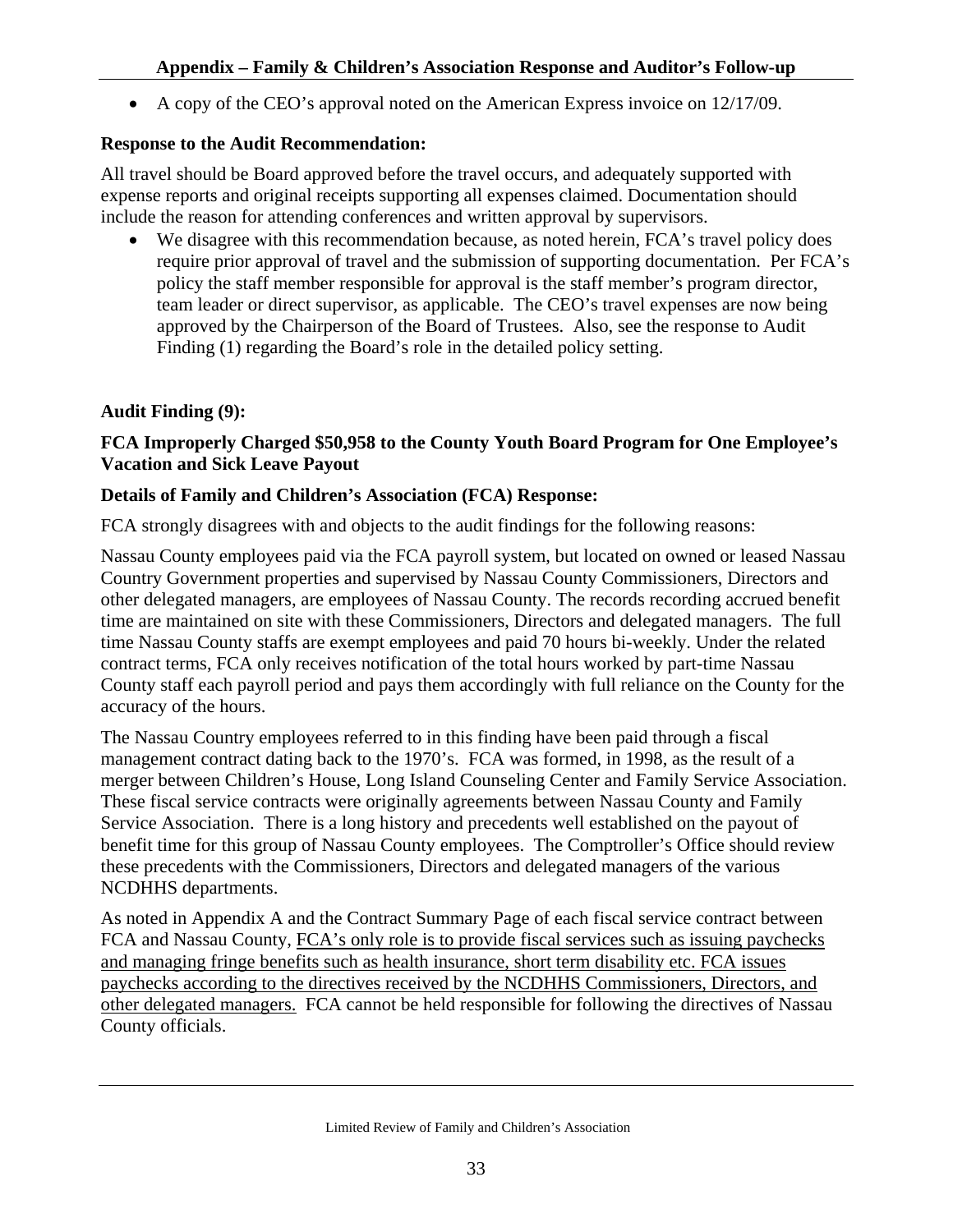- A copy of the CEO's approval noted on the American Express invoice on 12/17/09.

**Response to the Audit Recommendation:**

All travel should be Board approved before the travel occurs, and adequately supported with expense reports and original receipts supporting all expenses claimed. Documentation should include the reason for attending conferences and written approval by supervisors.

- We disagree with this recommendation because, as noted herein, FCA's travel policy does require prior approval of travel and the submission of supporting documentation. Per FCA's policy the staff member responsible for approval is the staff member's program director, team leader or direct supervisor, as applicable. The CEO's travel expenses are now being approved by the Chairperson of the Board of Trustees. Also, see the response to Audit Finding (1) regarding the Board's role in the detailed policy setting.

**Audit Finding (9):**

**FCA Improperly Charged $50,958 to the County Youth Board Program for One Employee's Vacation and Sick Leave Payout**

**Details of Family and Children's Association (FCA) Response:**

FCA strongly disagrees with and objects to the audit findings for the following reasons:

Nassau County employees paid via the FCA payroll system, but located on owned or leased Nassau Country Government properties and supervised by Nassau County Commissioners, Directors and other delegated managers, are employees of Nassau County. The records recording accrued benefit time are maintained on site with these Commissioners, Directors and delegated managers. The full time Nassau County staffs are exempt employees and paid 70 hours bi-weekly. Under the related contract terms, FCA only receives notification of the total hours worked by part-time Nassau County staff each payroll period and pays them accordingly with full reliance on the County for the accuracy of the hours.

The Nassau Country employees referred to in this finding have been paid through a fiscal management contract dating back to the 1970's. FCA was formed, in 1998, as the result of a merger between Children's House, Long Island Counseling Center and Family Service Association. These fiscal service contracts were originally agreements between Nassau County and Family Service Association. There is a long history and precedents well established on the payout of benefit time for this group of Nassau County employees. The Comptroller's Office should review these precedents with the Commissioners, Directors and delegated managers of the various NCDHHS departments.

As noted in Appendix A and the Contract Summary Page of each fiscal service contract between FCA and Nassau County, <u>FCA's only role is to provide fiscal services such as issuing paychecks and managing fringe benefits such as health insurance, short term disability etc. FCA issues paychecks according to the directives received by the NCDHHS Commissioners, Directors, and other delegated managers.</u> FCA cannot be held responsible for following the directives of Nassau County officials.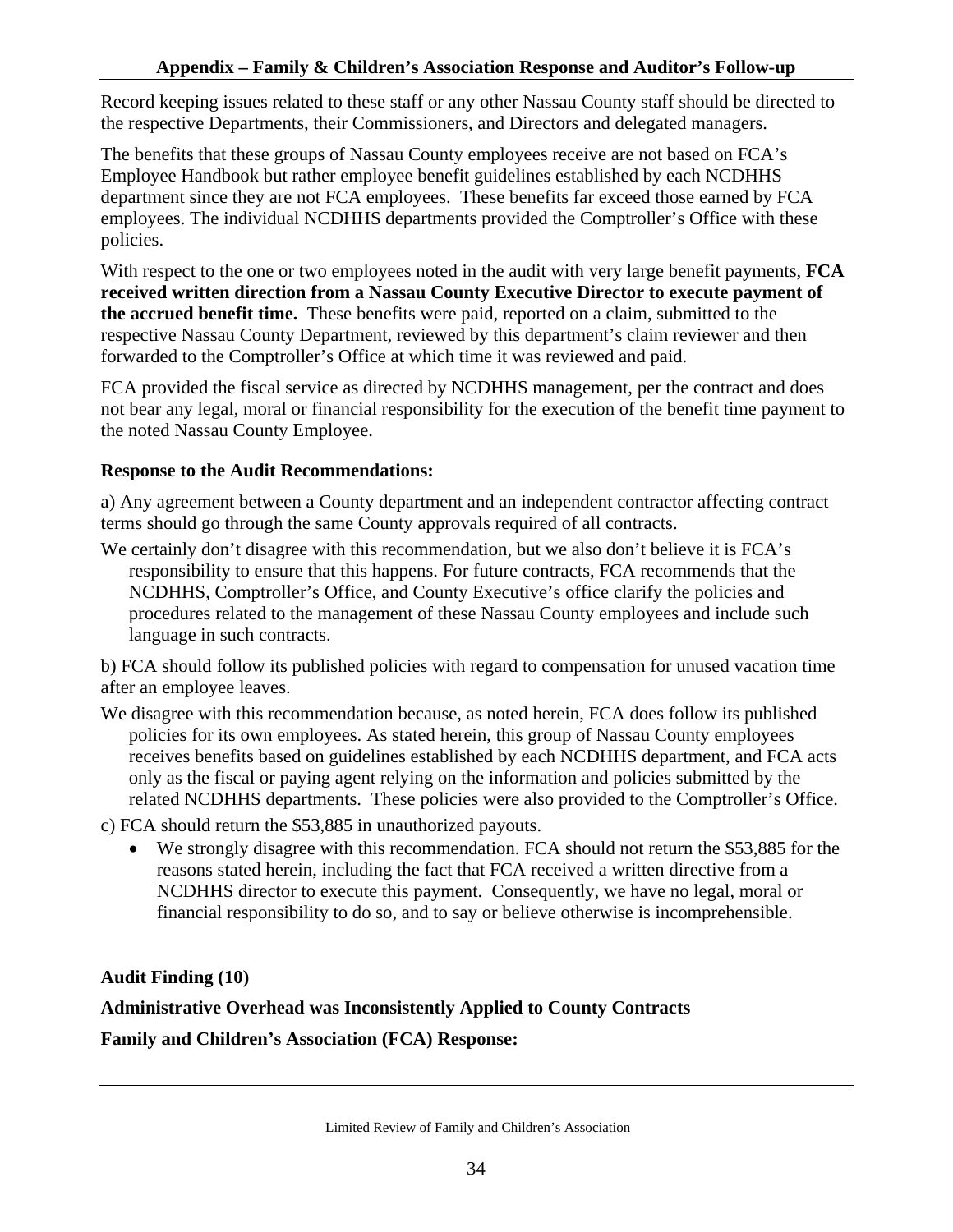Record keeping issues related to these staff or any other Nassau County staff should be directed to the respective Departments, their Commissioners, and Directors and delegated managers.

The benefits that these groups of Nassau County employees receive are not based on FCA's Employee Handbook but rather employee benefit guidelines established by each NCDHHS department since they are not FCA employees. These benefits far exceed those earned by FCA employees. The individual NCDHHS departments provided the Comptroller's Office with these policies.

With respect to the one or two employees noted in the audit with very large benefit payments, **FCA received written direction from a Nassau County Executive Director to execute payment of the accrued benefit time.** These benefits were paid, reported on a claim, submitted to the respective Nassau County Department, reviewed by this department's claim reviewer and then forwarded to the Comptroller's Office at which time it was reviewed and paid.

FCA provided the fiscal service as directed by NCDHHS management, per the contract and does not bear any legal, moral or financial responsibility for the execution of the benefit time payment to the noted Nassau County Employee.

**Response to the Audit Recommendations:**

a) Any agreement between a County department and an independent contractor affecting contract terms should go through the same County approvals required of all contracts.

We certainly don't disagree with this recommendation, but we also don't believe it is FCA's responsibility to ensure that this happens. For future contracts, FCA recommends that the NCDHHS, Comptroller's Office, and County Executive's office clarify the policies and procedures related to the management of these Nassau County employees and include such language in such contracts.

b) FCA should follow its published policies with regard to compensation for unused vacation time after an employee leaves.

We disagree with this recommendation because, as noted herein, FCA does follow its published policies for its own employees. As stated herein, this group of Nassau County employees receives benefits based on guidelines established by each NCDHHS department, and FCA acts only as the fiscal or paying agent relying on the information and policies submitted by the related NCDHHS departments. These policies were also provided to the Comptroller's Office.

c) FCA should return the $53,885 in unauthorized payouts.

- We strongly disagree with this recommendation. FCA should not return the $53,885 for the reasons stated herein, including the fact that FCA received a written directive from a NCDHHS director to execute this payment. Consequently, we have no legal, moral or financial responsibility to do so, and to say or believe otherwise is incomprehensible.

**Audit Finding (10)**

**Administrative Overhead was Inconsistently Applied to County Contracts**

**Family and Children's Association (FCA) Response:**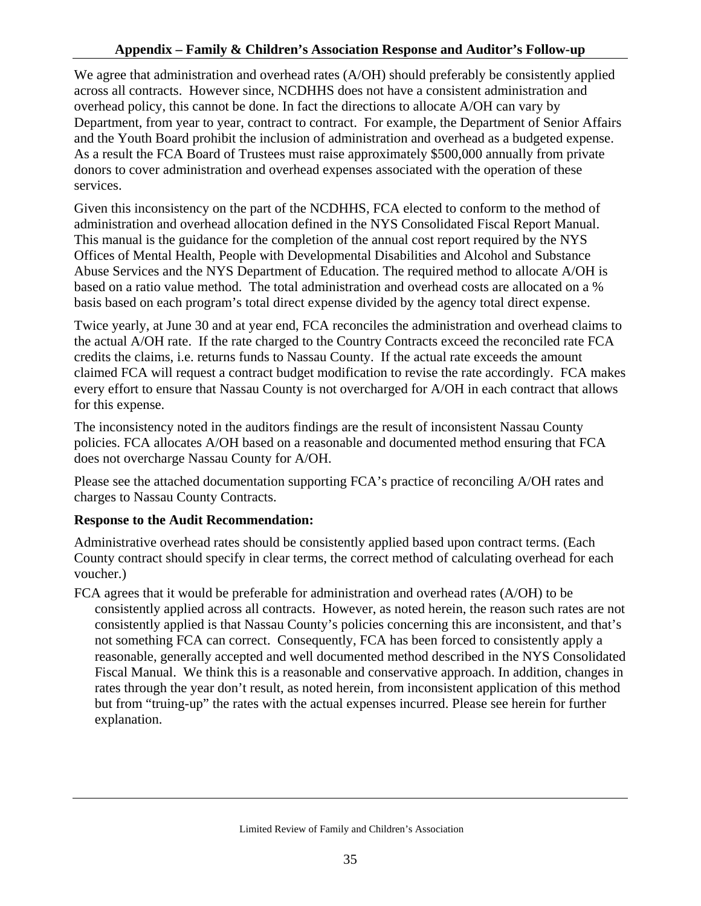## Appendix – Family & Children's Association Response and Auditor's Follow-up

We agree that administration and overhead rates (A/OH) should preferably be consistently applied across all contracts. However since, NCDHHS does not have a consistent administration and overhead policy, this cannot be done. In fact the directions to allocate A/OH can vary by Department, from year to year, contract to contract. For example, the Department of Senior Affairs and the Youth Board prohibit the inclusion of administration and overhead as a budgeted expense. As a result the FCA Board of Trustees must raise approximately $500,000 annually from private donors to cover administration and overhead expenses associated with the operation of these services.

Given this inconsistency on the part of the NCDHHS, FCA elected to conform to the method of administration and overhead allocation defined in the NYS Consolidated Fiscal Report Manual. This manual is the guidance for the completion of the annual cost report required by the NYS Offices of Mental Health, People with Developmental Disabilities and Alcohol and Substance Abuse Services and the NYS Department of Education. The required method to allocate A/OH is based on a ratio value method. The total administration and overhead costs are allocated on a % basis based on each program's total direct expense divided by the agency total direct expense.

Twice yearly, at June 30 and at year end, FCA reconciles the administration and overhead claims to the actual A/OH rate. If the rate charged to the Country Contracts exceed the reconciled rate FCA credits the claims, i.e. returns funds to Nassau County. If the actual rate exceeds the amount claimed FCA will request a contract budget modification to revise the rate accordingly. FCA makes every effort to ensure that Nassau County is not overcharged for A/OH in each contract that allows for this expense.

The inconsistency noted in the auditors findings are the result of inconsistent Nassau County policies. FCA allocates A/OH based on a reasonable and documented method ensuring that FCA does not overcharge Nassau County for A/OH.

Please see the attached documentation supporting FCA's practice of reconciling A/OH rates and charges to Nassau County Contracts.

**Response to the Audit Recommendation:**

Administrative overhead rates should be consistently applied based upon contract terms. (Each County contract should specify in clear terms, the correct method of calculating overhead for each voucher.)

FCA agrees that it would be preferable for administration and overhead rates (A/OH) to be consistently applied across all contracts. However, as noted herein, the reason such rates are not consistently applied is that Nassau County's policies concerning this are inconsistent, and that's not something FCA can correct. Consequently, FCA has been forced to consistently apply a reasonable, generally accepted and well documented method described in the NYS Consolidated Fiscal Manual. We think this is a reasonable and conservative approach. In addition, changes in rates through the year don't result, as noted herein, from inconsistent application of this method but from "truing-up" the rates with the actual expenses incurred. Please see herein for further explanation.